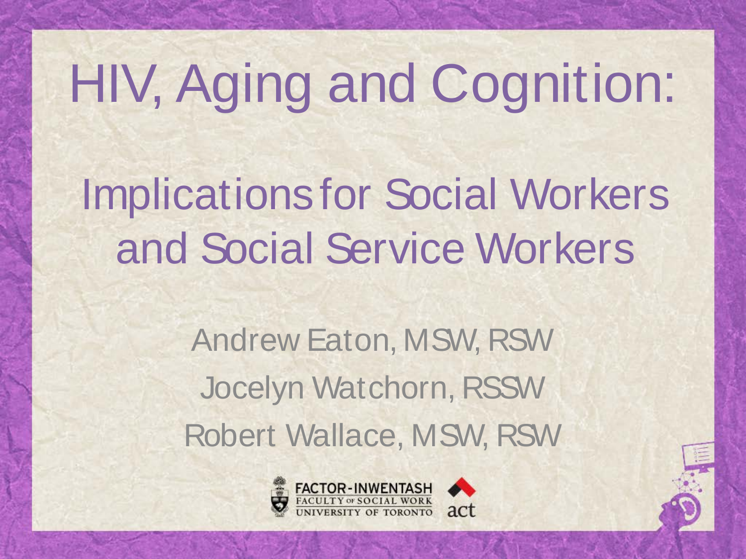# HIV, Aging and Cognition:

## Implications for Social Workers and Social Service Workers

Andrew Eaton, MSW, RSW

Jocelyn Watchorn, RSSW

Robert Wallace, MSW, RSW

FACTOR-INWENTASH FACULTY OF SOCIAL WORK UNIVERSITY OF TORONTO

act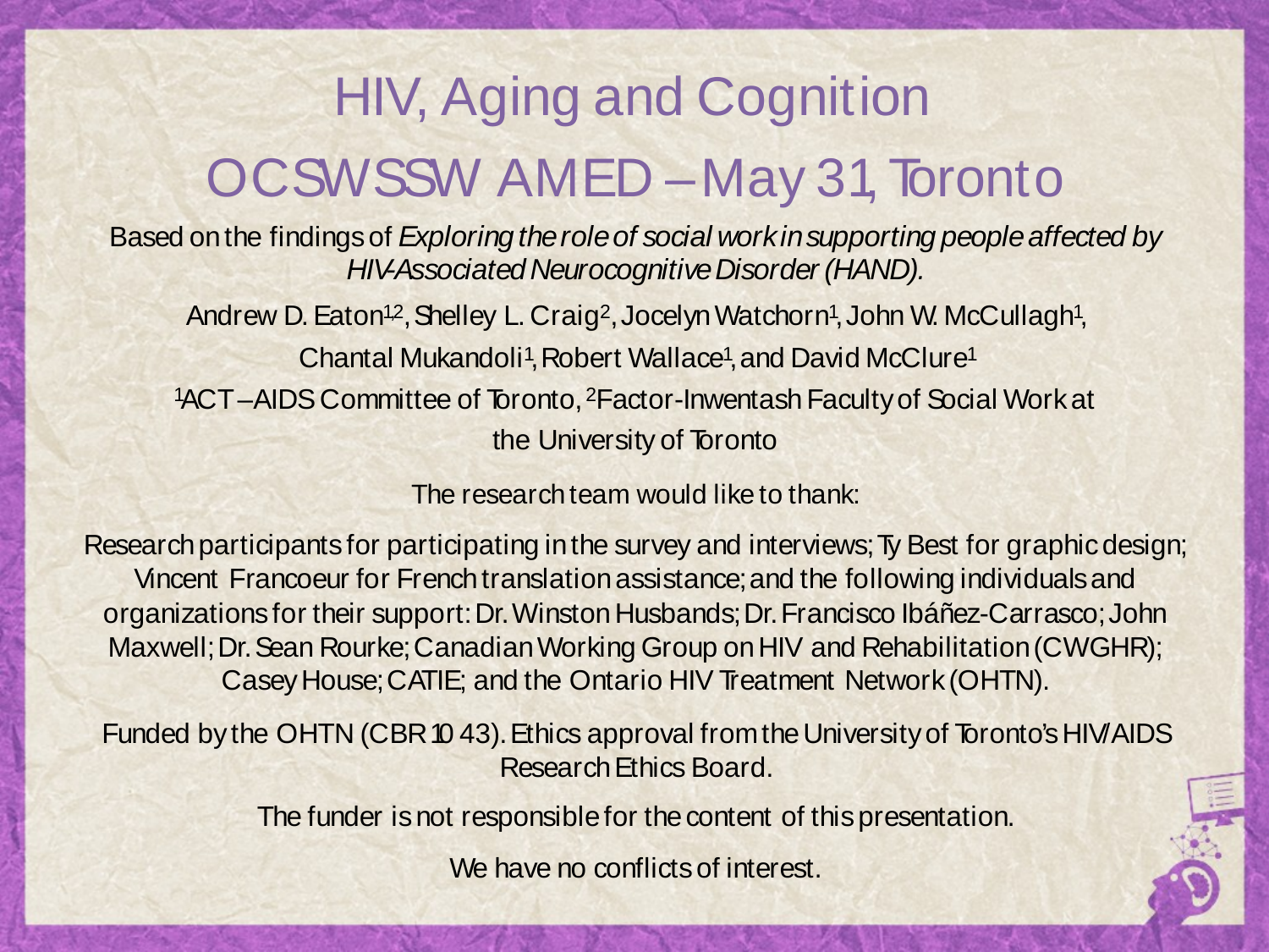# HIV, Aging and Cognition

# OCSWSSW AMED – May 31, Toronto

Based on the findings of *Exploring the role of social work in supporting people affected by HIV-Associated Neurocognitive Disorder (HAND).*

Andrew D. Eaton[1,2], Shelley L. Craig[2], Jocelyn Watchorn[1], John W. McCullagh[1], Chantal Mukandoli[1], Robert Wallace[1], and David McClure[1]

[1]ACT – AIDS Committee of Toronto, [2]Factor-Inwentash Faculty of Social Work at the University of Toronto

The research team would like to thank:

Research participants for participating in the survey and interviews; Ty Best for graphic design; Vincent Francoeur for French translation assistance; and the following individuals and organizations for their support: Dr. Winston Husbands; Dr. Francisco Ibáñez-Carrasco; John Maxwell; Dr. Sean Rourke; Canadian Working Group on HIV and Rehabilitation (CWGHR); Casey House; CATIE; and the Ontario HIV Treatment Network (OHTN).

Funded by the OHTN (CBR 10 43). Ethics approval from the University of Toronto's HIV/AIDS Research Ethics Board.

The funder is not responsible for the content of this presentation.

We have no conflicts of interest.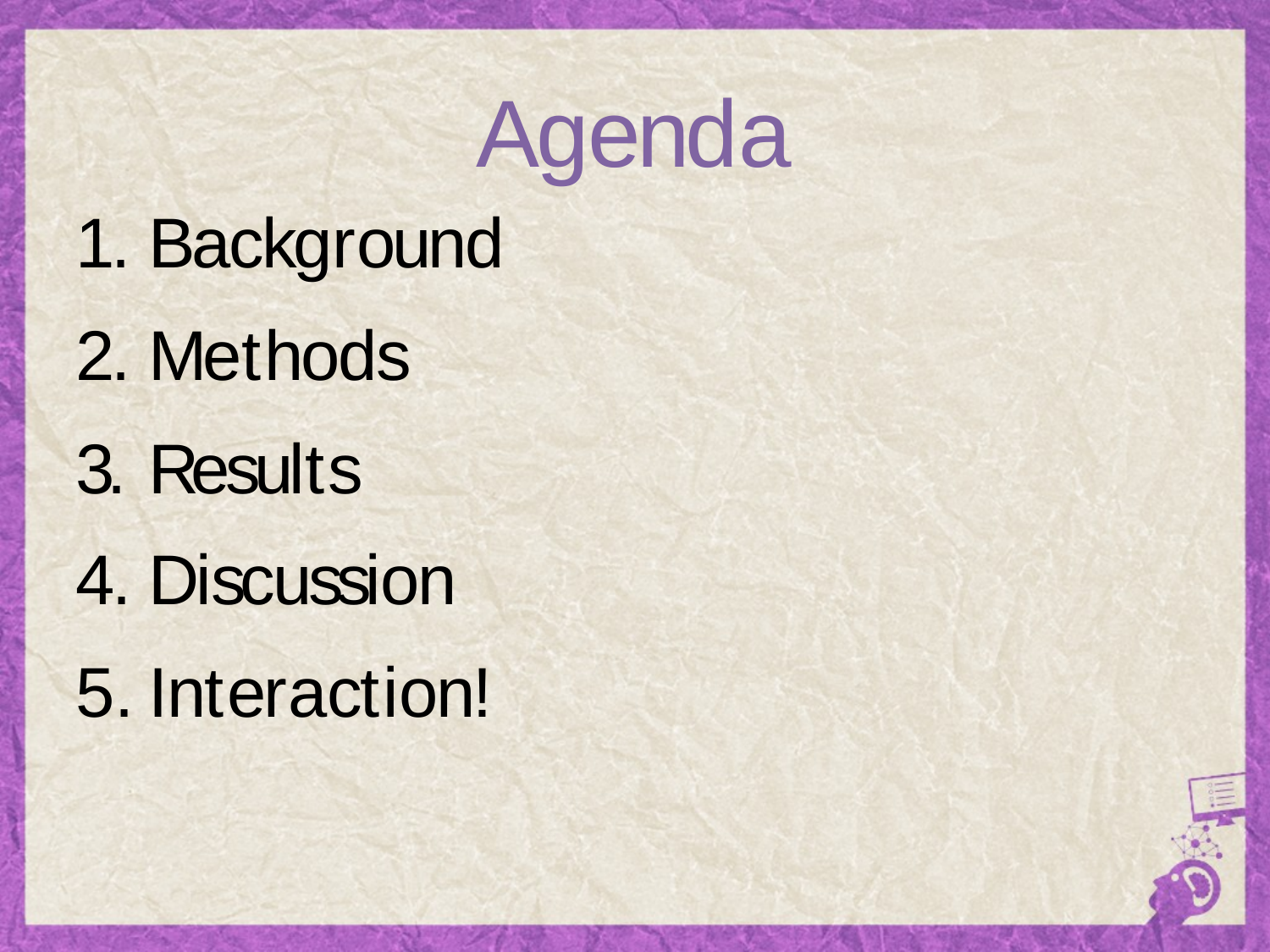# Agenda

1. Background
2. Methods
3. Results
4. Discussion
5. Interaction!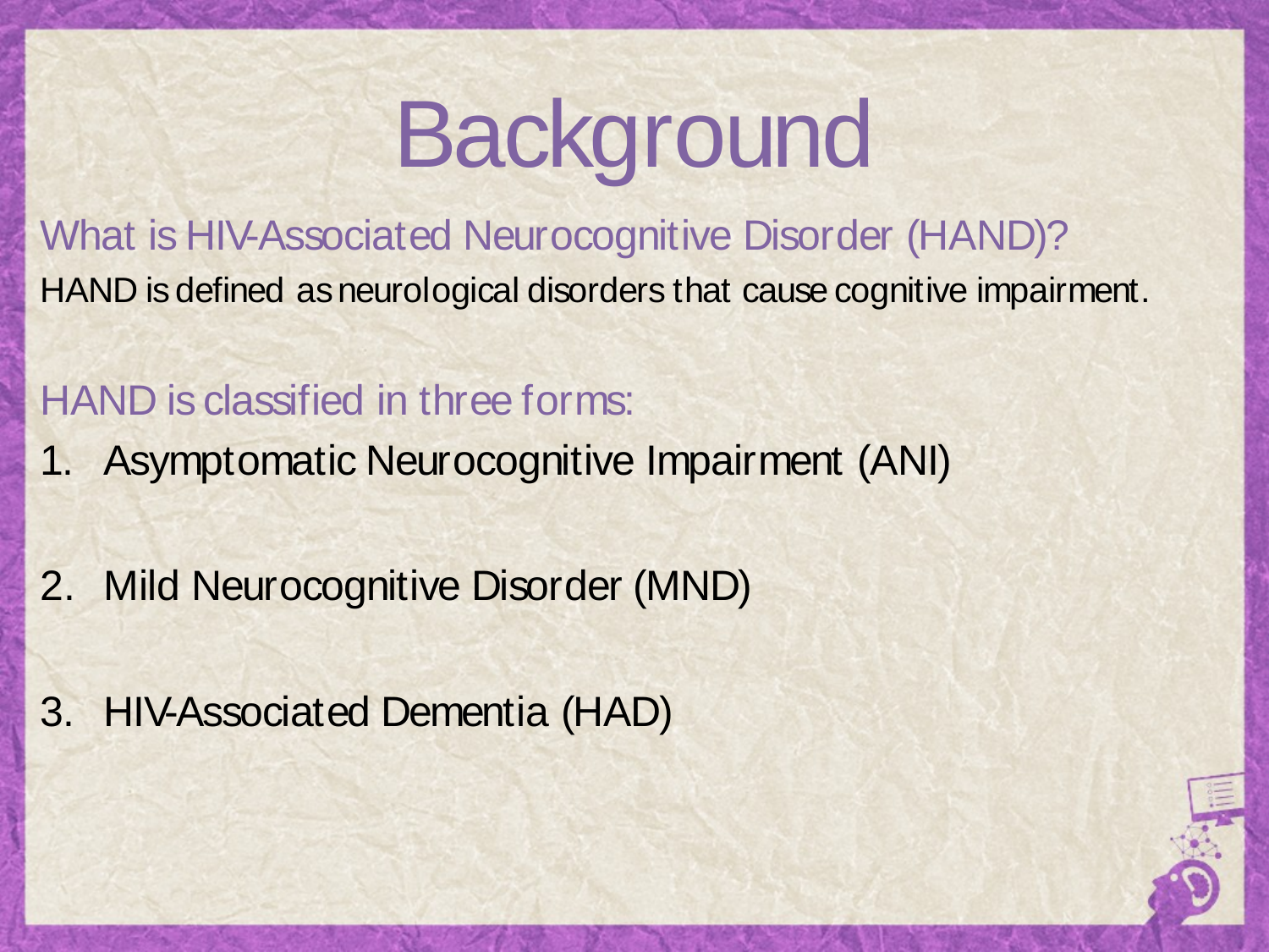# Background

## What is HIV-Associated Neurocognitive Disorder (HAND)?

HAND is defined as neurological disorders that cause cognitive impairment.

## HAND is classified in three forms:

1. Asymptomatic Neurocognitive Impairment (ANI)
2. Mild Neurocognitive Disorder (MND)
3. HIV-Associated Dementia (HAD)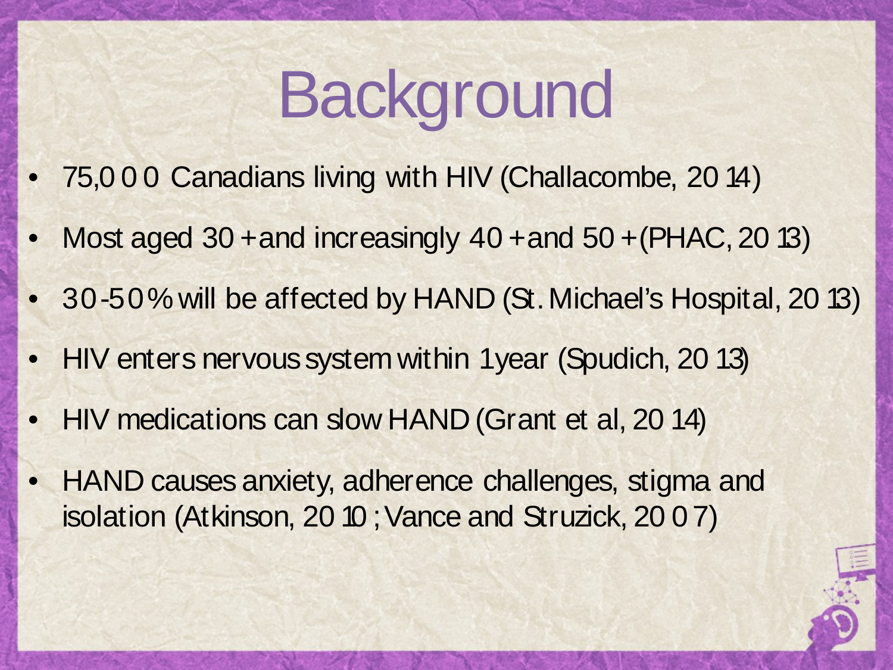# Background

- 75,000 Canadians living with HIV (Challacombe, 2014)
- Most aged 30+ and increasingly 40+ and 50+ (PHAC, 2013)
- 30-50% will be affected by HAND (St. Michael's Hospital, 2013)
- HIV enters nervous system within 1 year (Spudich, 2013)
- HIV medications can slow HAND (Grant et al, 2014)
- HAND causes anxiety, adherence challenges, stigma and isolation (Atkinson, 2010; Vance and Struzick, 2007)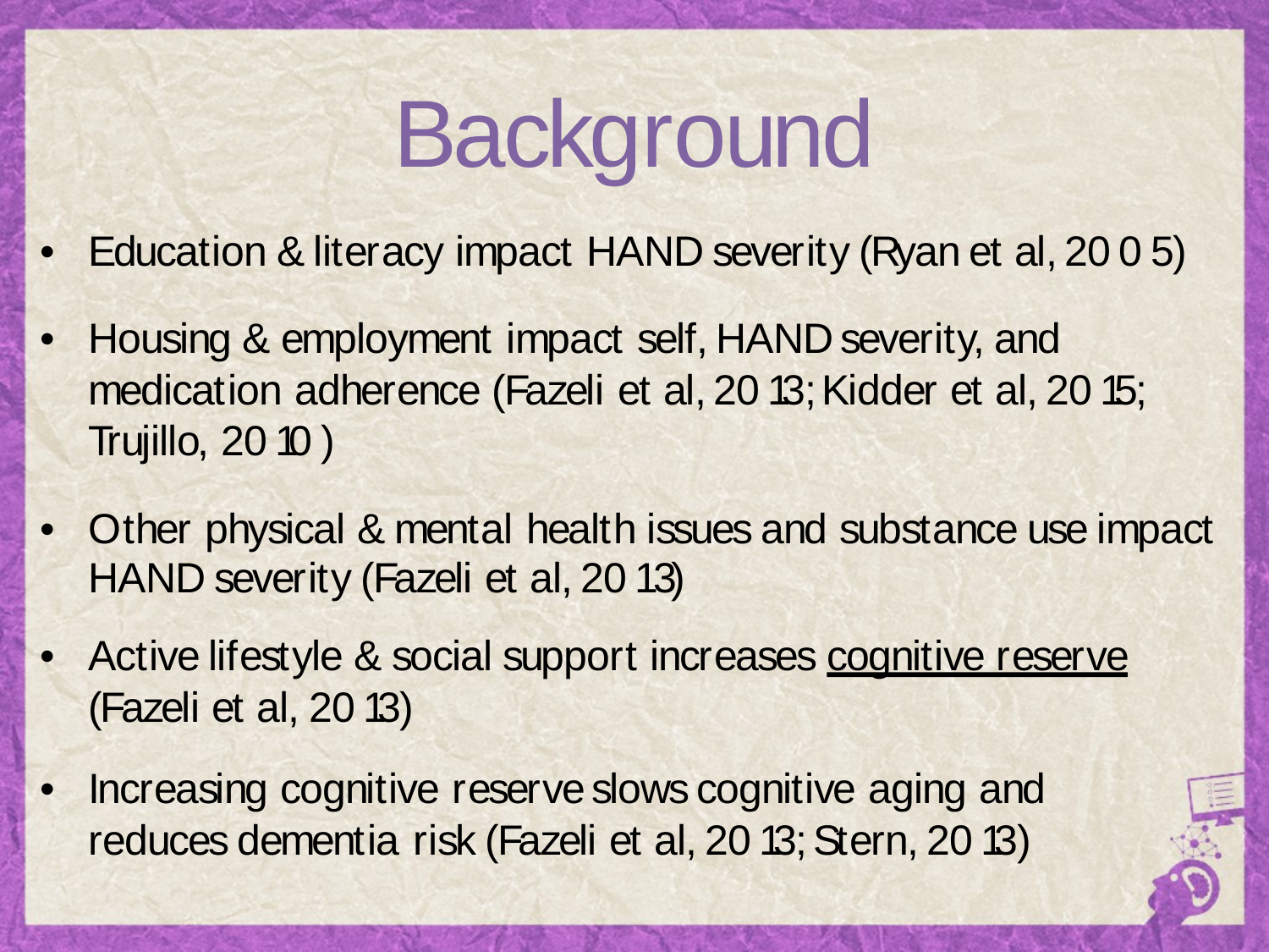# Background

- Education & literacy impact HAND severity (Ryan et al, 2005)
- Housing & employment impact self, HAND severity, and medication adherence (Fazeli et al, 2013; Kidder et al, 2015; Trujillo, 2010)
- Other physical & mental health issues and substance use impact HAND severity (Fazeli et al, 2013)
- Active lifestyle & social support increases <u>cognitive reserve</u> (Fazeli et al, 2013)
- Increasing cognitive reserve slows cognitive aging and reduces dementia risk (Fazeli et al, 2013; Stern, 2013)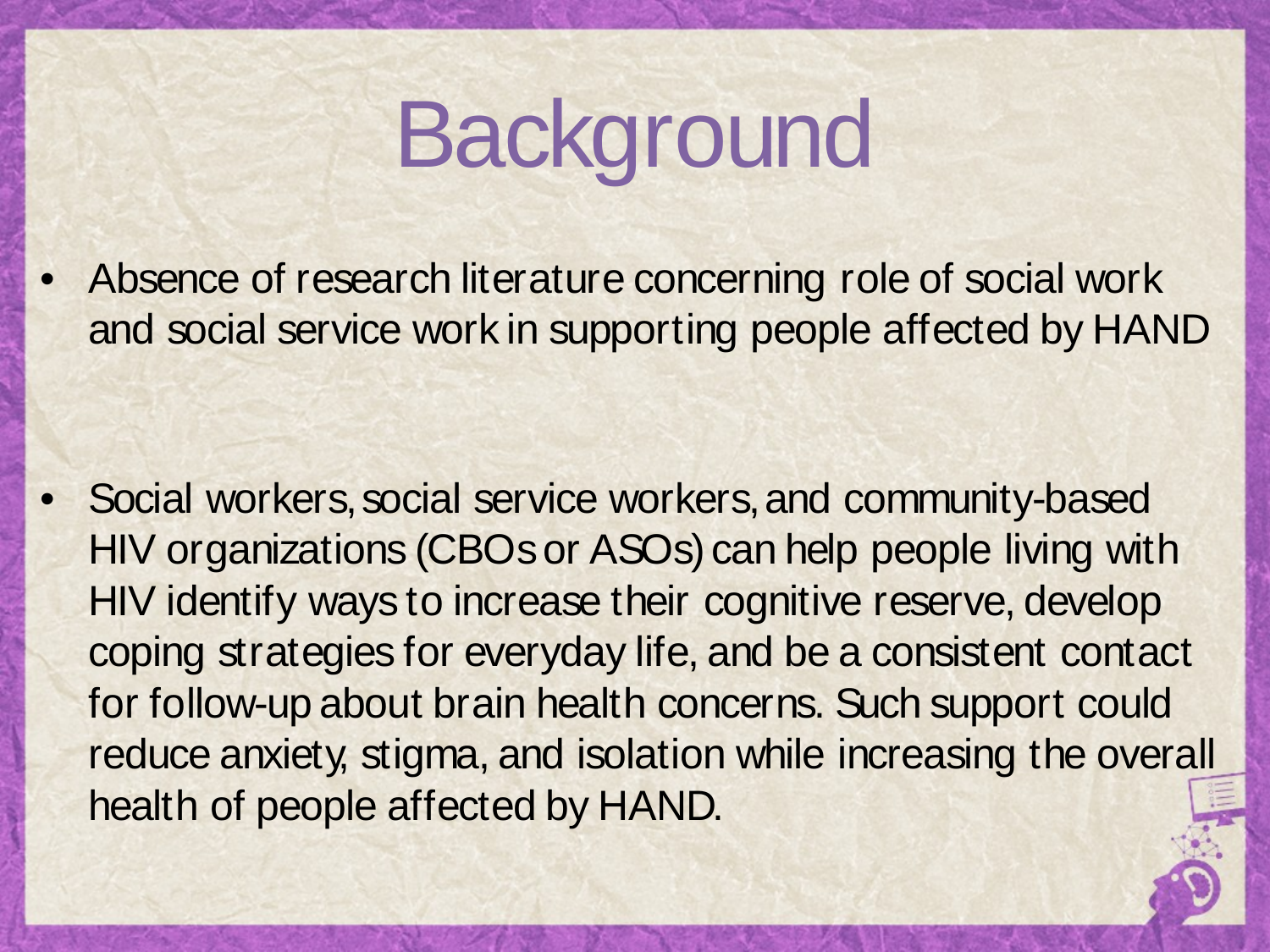# Background

- Absence of research literature concerning role of social work and social service work in supporting people affected by HAND
- Social workers, social service workers, and community-based HIV organizations (CBOs or ASOs) can help people living with HIV identify ways to increase their cognitive reserve, develop coping strategies for everyday life, and be a consistent contact for follow-up about brain health concerns. Such support could reduce anxiety, stigma, and isolation while increasing the overall health of people affected by HAND.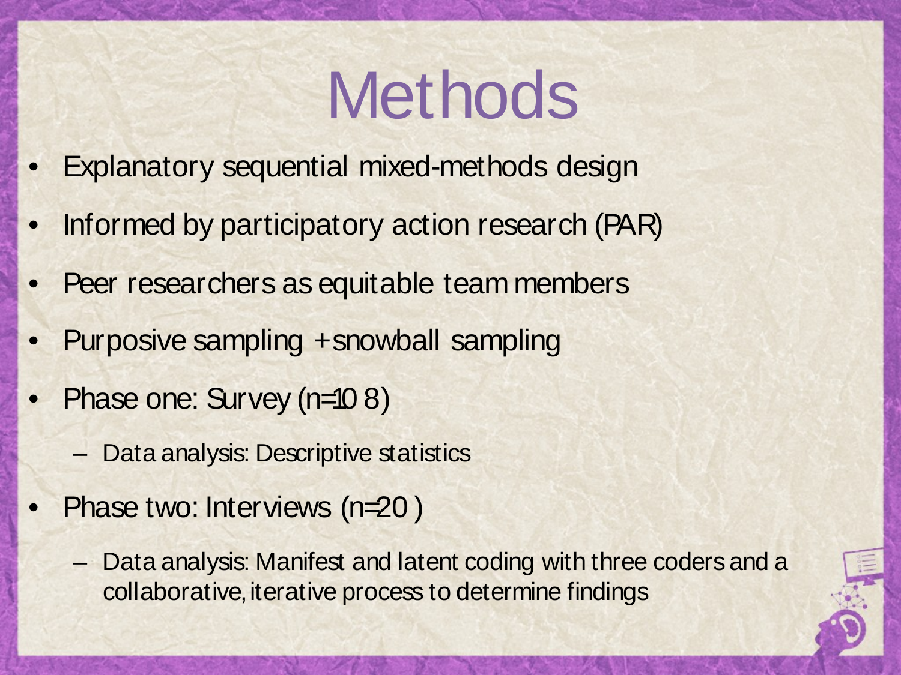# Methods

- Explanatory sequential mixed-methods design
- Informed by participatory action research (PAR)
- Peer researchers as equitable team members
- Purposive sampling + snowball sampling
- Phase one: Survey (n=108)
  - Data analysis: Descriptive statistics
- Phase two: Interviews (n=20)
  - Data analysis: Manifest and latent coding with three coders and a collaborative, iterative process to determine findings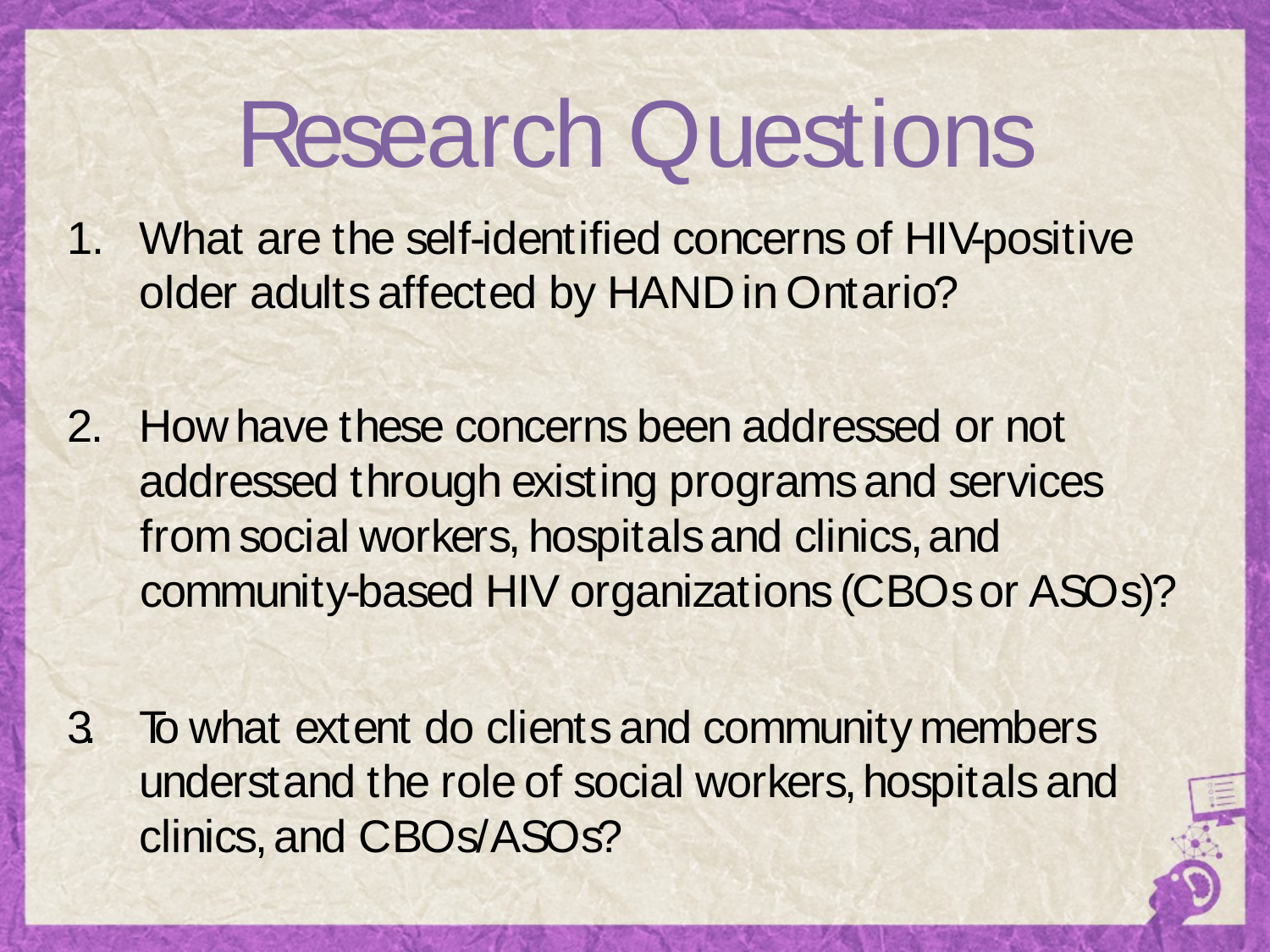# Research Questions

1. What are the self-identified concerns of HIV-positive older adults affected by HAND in Ontario?

2. How have these concerns been addressed or not addressed through existing programs and services from social workers, hospitals and clinics, and community-based HIV organizations (CBOs or ASOs)?

3. To what extent do clients and community members understand the role of social workers, hospitals and clinics, and CBOs/ASOs?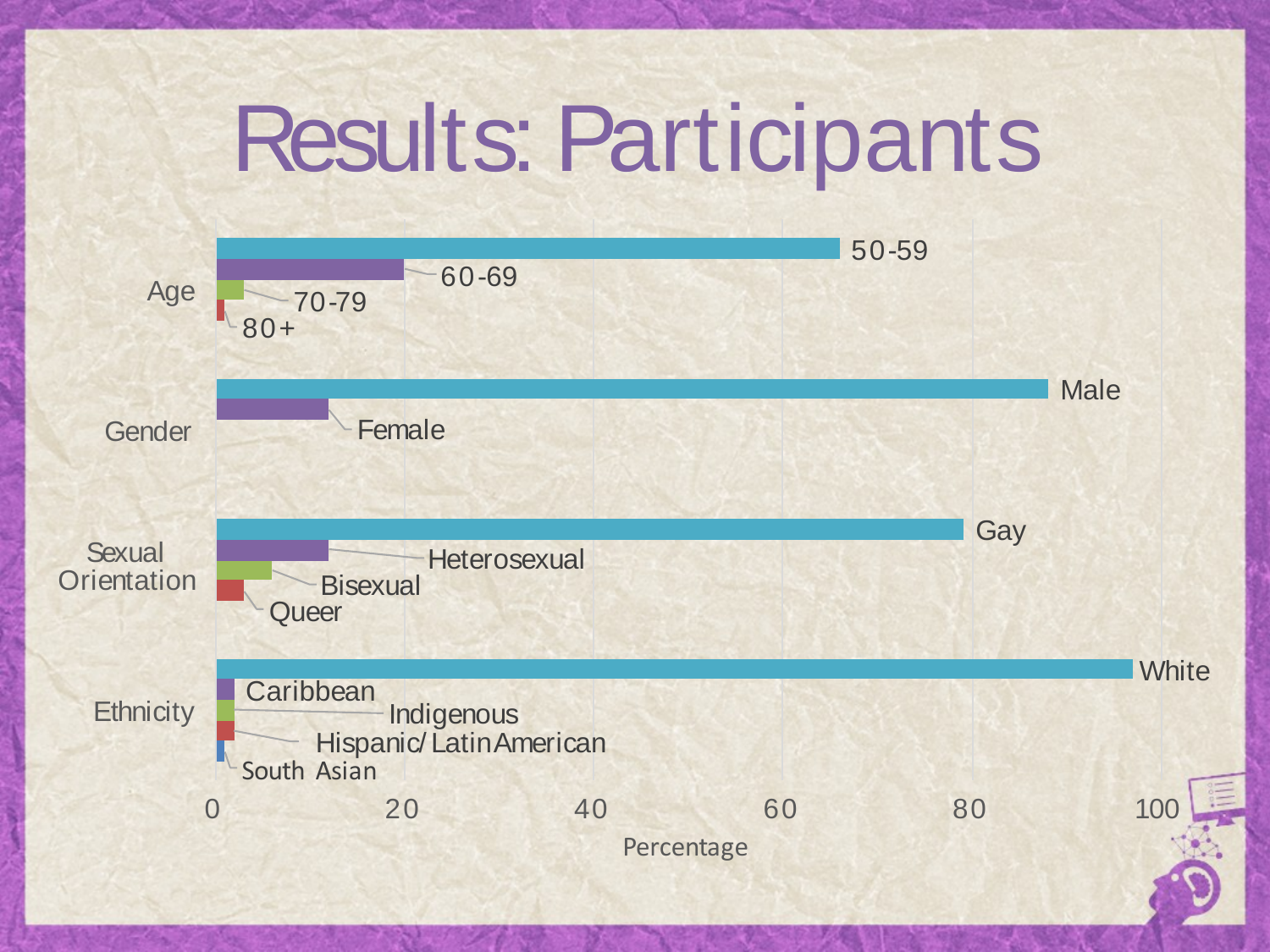# Results: Participants

| Category | Group |
|---|---|
| Age | 50-59 |
| | 60-69 |
| | 70-79 |
| | 80+ |
| Gender | Male |
| | Female |
| Sexual Orientation | Gay |
| | Heterosexual |
| | Bisexual |
| | Queer |
| Ethnicity | White |
| | Caribbean |
| | Indigenous |
| | Hispanic/ Latin American |
| | South Asian |

Percentage: 0, 20, 40, 60, 80, 100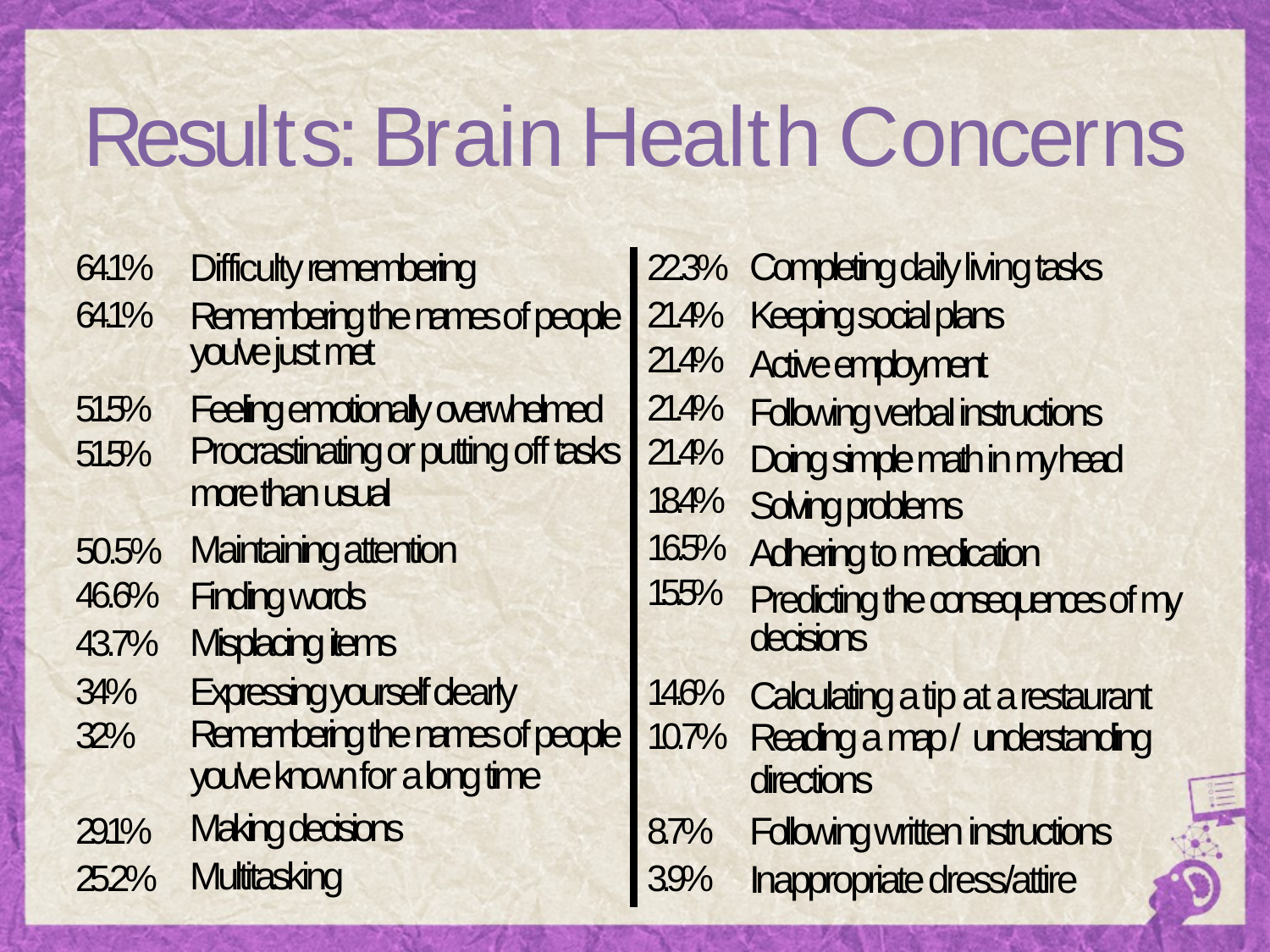# Results: Brain Health Concerns

| % | Concern |
|---|---|
| 64.1% | Difficulty remembering |
| 64.1% | Remembering the names of people you've just met |
| 51.5% | Feeling emotionally overwhelmed |
| 51.5% | Procrastinating or putting off tasks more than usual |
| 50.5% | Maintaining attention |
| 46.6% | Finding words |
| 43.7% | Misplacing items |
| 34% | Expressing yourself clearly |
| 32% | Remembering the names of people you've known for a long time |
| 29.1% | Making decisions |
| 25.2% | Multitasking |
| 22.3% | Completing daily living tasks |
| 21.4% | Keeping social plans |
| 21.4% | Active employment |
| 21.4% | Following verbal instructions |
| 21.4% | Doing simple math in my head |
| 18.4% | Solving problems |
| 16.5% | Adhering to medication |
| 15.5% | Predicting the consequences of my decisions |
| 14.6% | Calculating a tip at a restaurant |
| 10.7% | Reading a map / understanding directions |
| 8.7% | Following written instructions |
| 3.9% | Inappropriate dress/attire |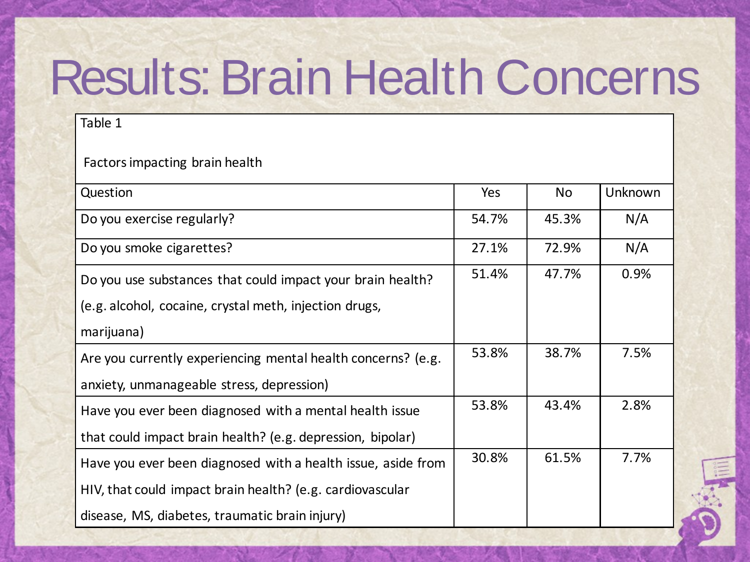# Results: Brain Health Concerns

Table 1

Factors impacting brain health

| Question | Yes | No | Unknown |
|---|---|---|---|
| Do you exercise regularly? | 54.7% | 45.3% | N/A |
| Do you smoke cigarettes? | 27.1% | 72.9% | N/A |
| Do you use substances that could impact your brain health? (e.g. alcohol, cocaine, crystal meth, injection drugs, marijuana) | 51.4% | 47.7% | 0.9% |
| Are you currently experiencing mental health concerns? (e.g. anxiety, unmanageable stress, depression) | 53.8% | 38.7% | 7.5% |
| Have you ever been diagnosed with a mental health issue that could impact brain health? (e.g. depression, bipolar) | 53.8% | 43.4% | 2.8% |
| Have you ever been diagnosed with a health issue, aside from HIV, that could impact brain health? (e.g. cardiovascular disease, MS, diabetes, traumatic brain injury) | 30.8% | 61.5% | 7.7% |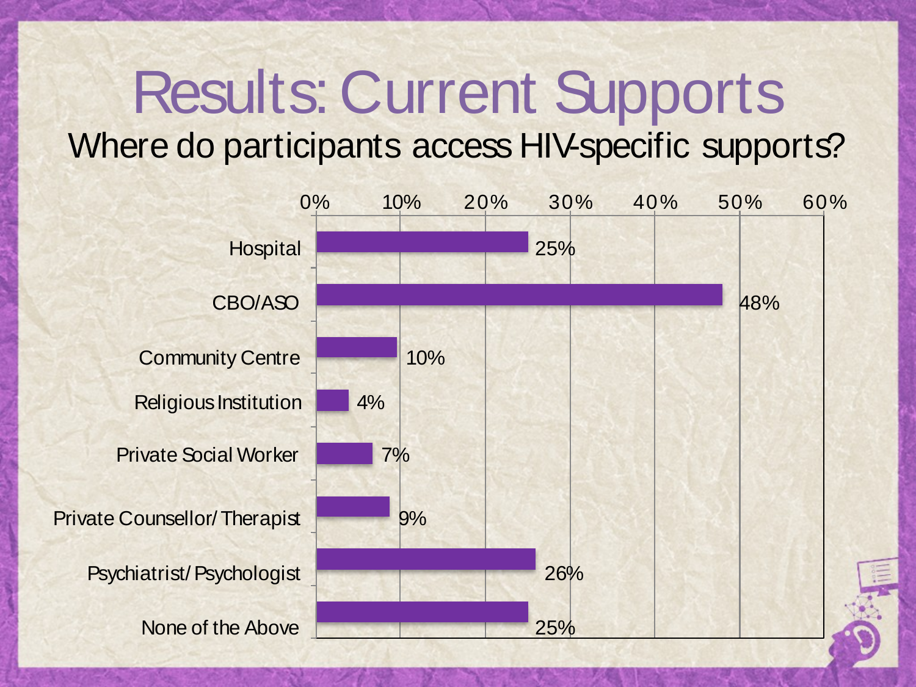# Results: Current Supports

## Where do participants access HIV-specific supports?

| Support | Percentage |
| --- | --- |
| Hospital | 25% |
| CBO/ASO | 48% |
| Community Centre | 10% |
| Religious Institution | 4% |
| Private Social Worker | 7% |
| Private Counsellor/ Therapist | 9% |
| Psychiatrist/ Psychologist | 26% |
| None of the Above | 25% |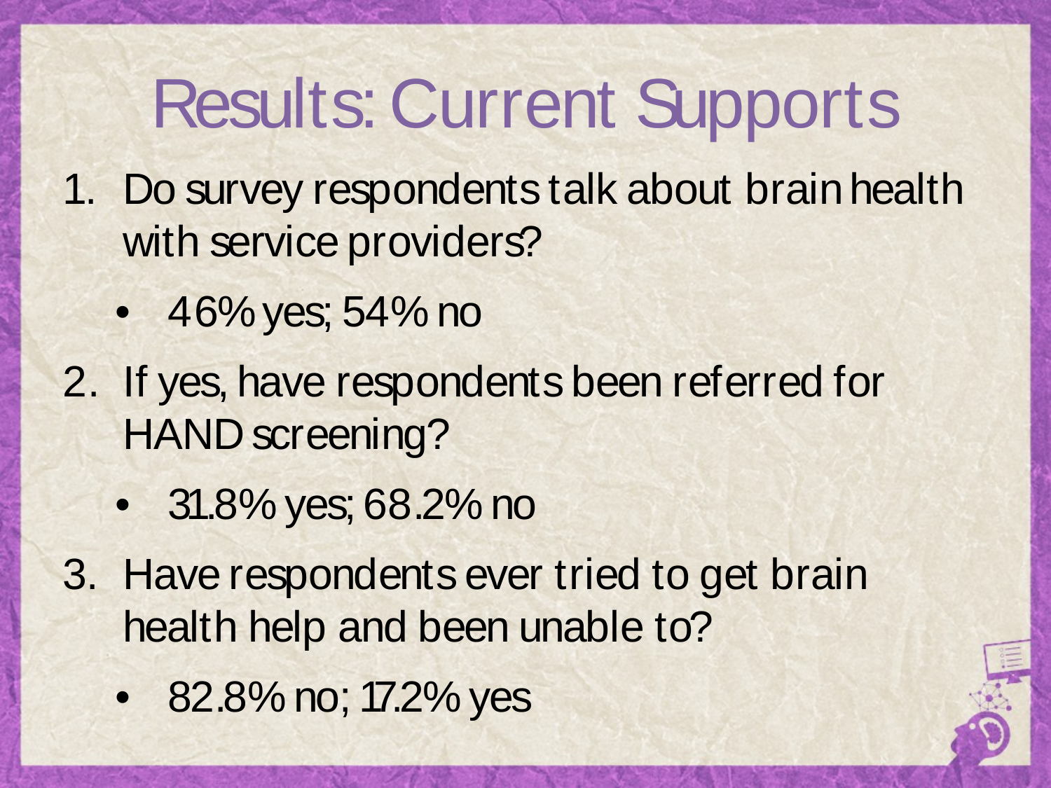# Results: Current Supports

1. Do survey respondents talk about brain health with service providers?
   - 46% yes; 54% no
2. If yes, have respondents been referred for HAND screening?
   - 31.8% yes; 68.2% no
3. Have respondents ever tried to get brain health help and been unable to?
   - 82.8% no; 17.2% yes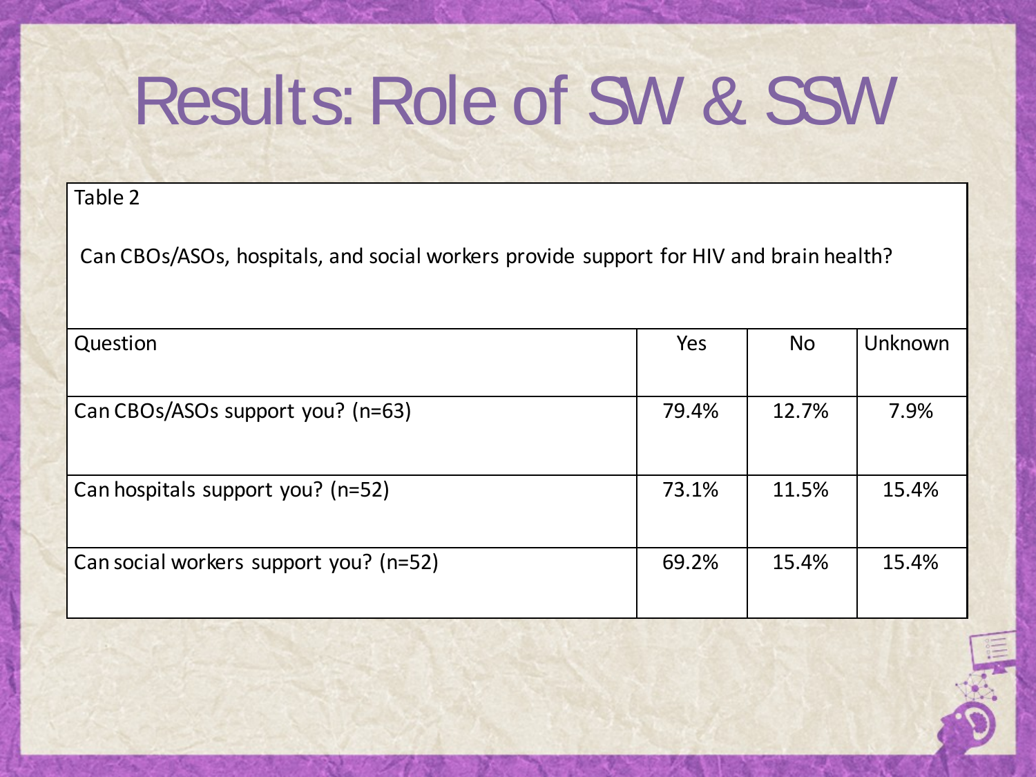# Results: Role of SW & SSW

Table 2

Can CBOs/ASOs, hospitals, and social workers provide support for HIV and brain health?

| Question | Yes | No | Unknown |
|---|---|---|---|
| Can CBOs/ASOs support you? (n=63) | 79.4% | 12.7% | 7.9% |
| Can hospitals support you? (n=52) | 73.1% | 11.5% | 15.4% |
| Can social workers support you? (n=52) | 69.2% | 15.4% | 15.4% |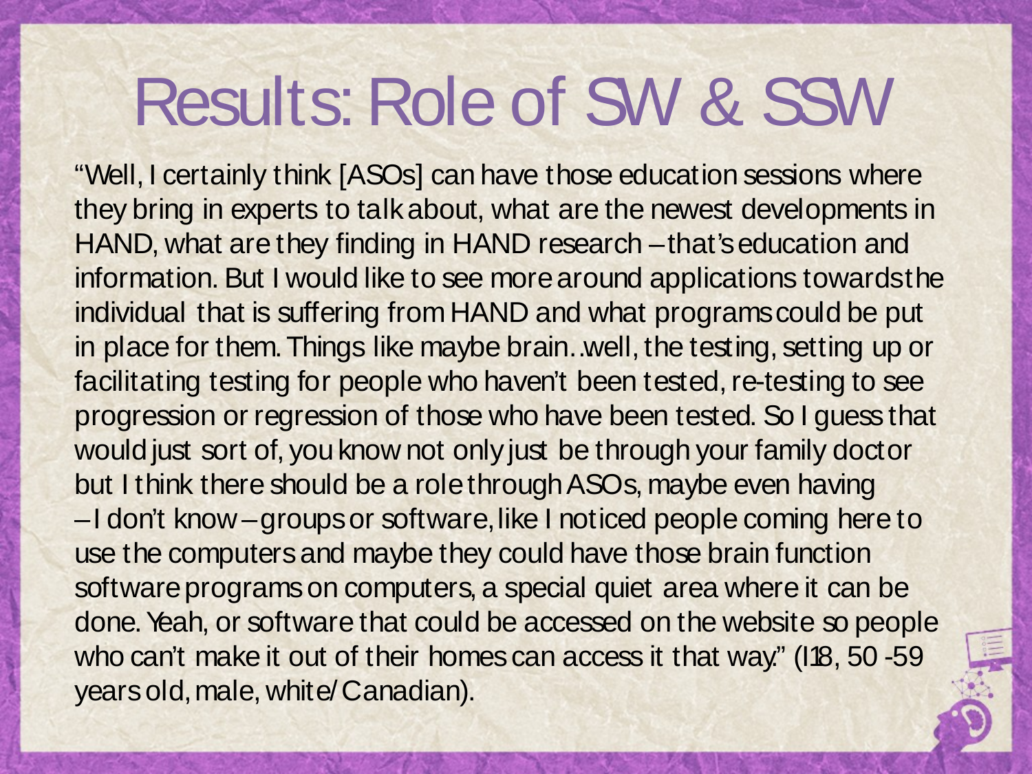# Results: Role of SW & SSW

"Well, I certainly think [ASOs] can have those education sessions where they bring in experts to talk about, what are the newest developments in HAND, what are they finding in HAND research – that's education and information. But I would like to see more around applications towards the individual that is suffering from HAND and what programs could be put in place for them. Things like maybe brain…well, the testing, setting up or facilitating testing for people who haven't been tested, re-testing to see progression or regression of those who have been tested. So I guess that would just sort of, you know not only just be through your family doctor but I think there should be a role through ASOs, maybe even having – I don't know – groups or software, like I noticed people coming here to use the computers and maybe they could have those brain function software programs on computers, a special quiet area where it can be done. Yeah, or software that could be accessed on the website so people who can't make it out of their homes can access it that way." (I18, 50-59 years old, male, white/Canadian).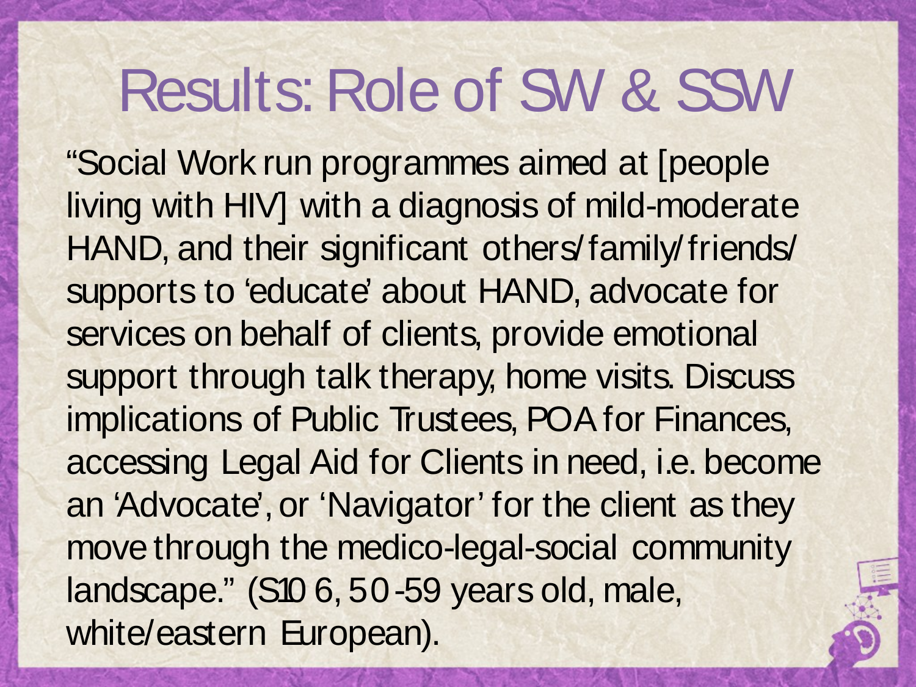# Results: Role of SW & SSW

"Social Work run programmes aimed at [people living with HIV] with a diagnosis of mild-moderate HAND, and their significant others/family/friends/ supports to 'educate' about HAND, advocate for services on behalf of clients, provide emotional support through talk therapy, home visits. Discuss implications of Public Trustees, POA for Finances, accessing Legal Aid for Clients in need, i.e. become an 'Advocate', or 'Navigator' for the client as they move through the medico-legal-social community landscape." (S10 6, 50-59 years old, male, white/eastern European).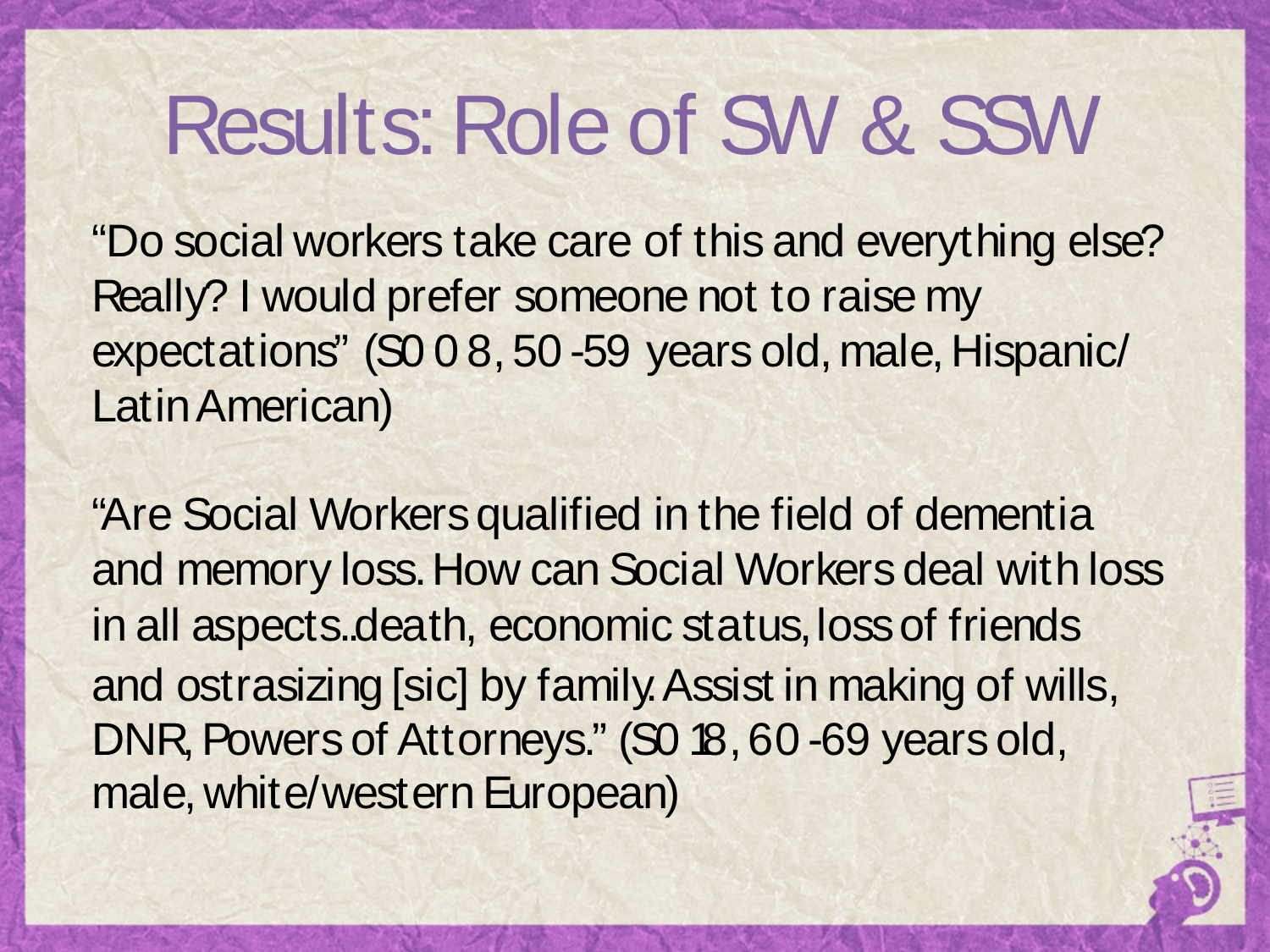# Results: Role of SW & SSW

"Do social workers take care of this and everything else? Really? I would prefer someone not to raise my expectations" (S008, 50-59 years old, male, Hispanic/Latin American)

"Are Social Workers qualified in the field of dementia and memory loss. How can Social Workers deal with loss in all aspects..death, economic status, loss of friends and ostrasizing [sic] by family. Assist in making of wills, DNR, Powers of Attorneys." (S018, 60-69 years old, male, white/western European)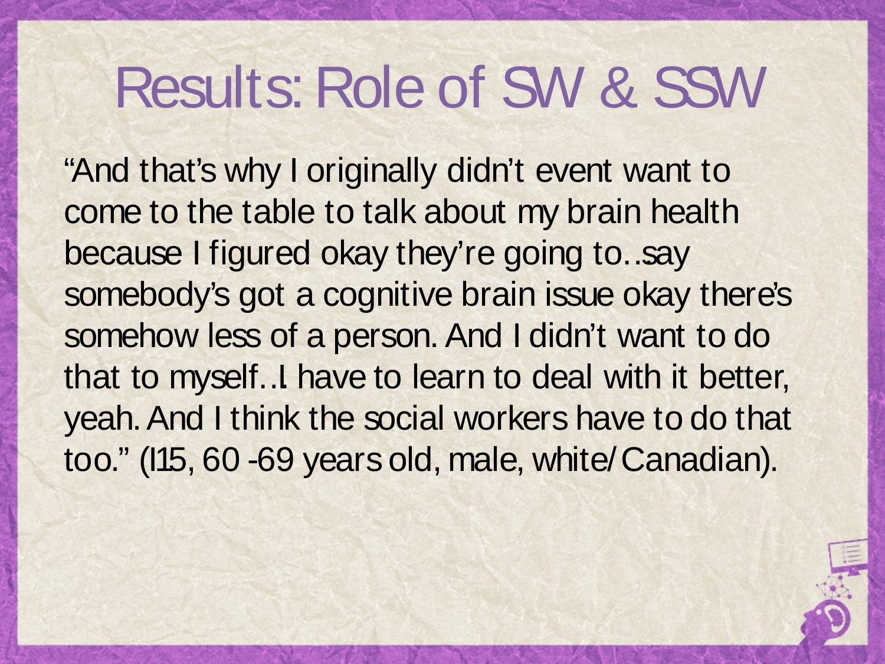# Results: Role of SW & SSW

"And that's why I originally didn't event want to come to the table to talk about my brain health because I figured okay they're going to...say somebody's got a cognitive brain issue okay there's somehow less of a person. And I didn't want to do that to myself...I have to learn to deal with it better, yeah. And I think the social workers have to do that too." (I15, 60-69 years old, male, white/Canadian).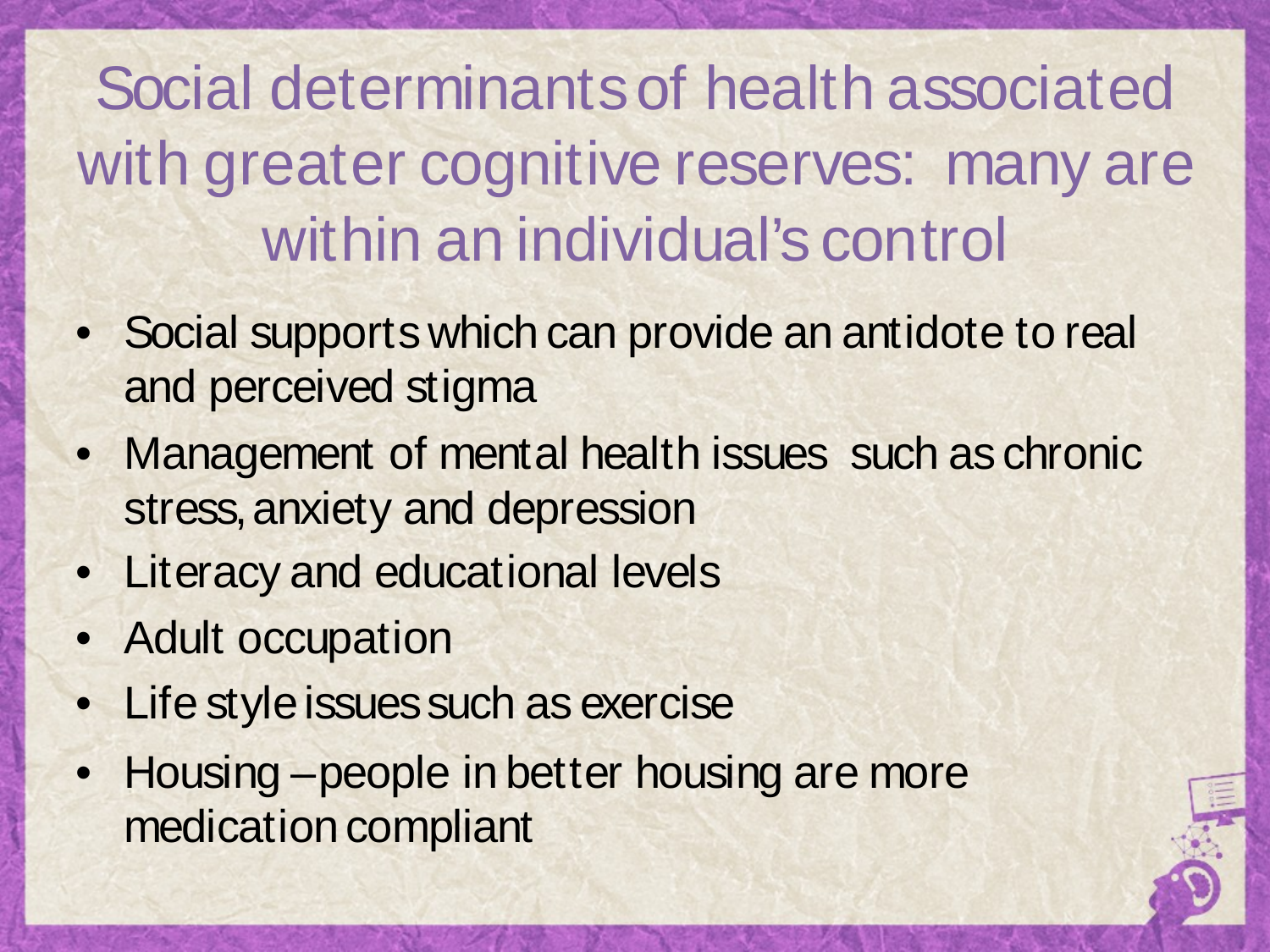# Social determinants of health associated with greater cognitive reserves: many are within an individual's control

- Social supports which can provide an antidote to real and perceived stigma
- Management of mental health issues such as chronic stress, anxiety and depression
- Literacy and educational levels
- Adult occupation
- Life style issues such as exercise
- Housing – people in better housing are more medication compliant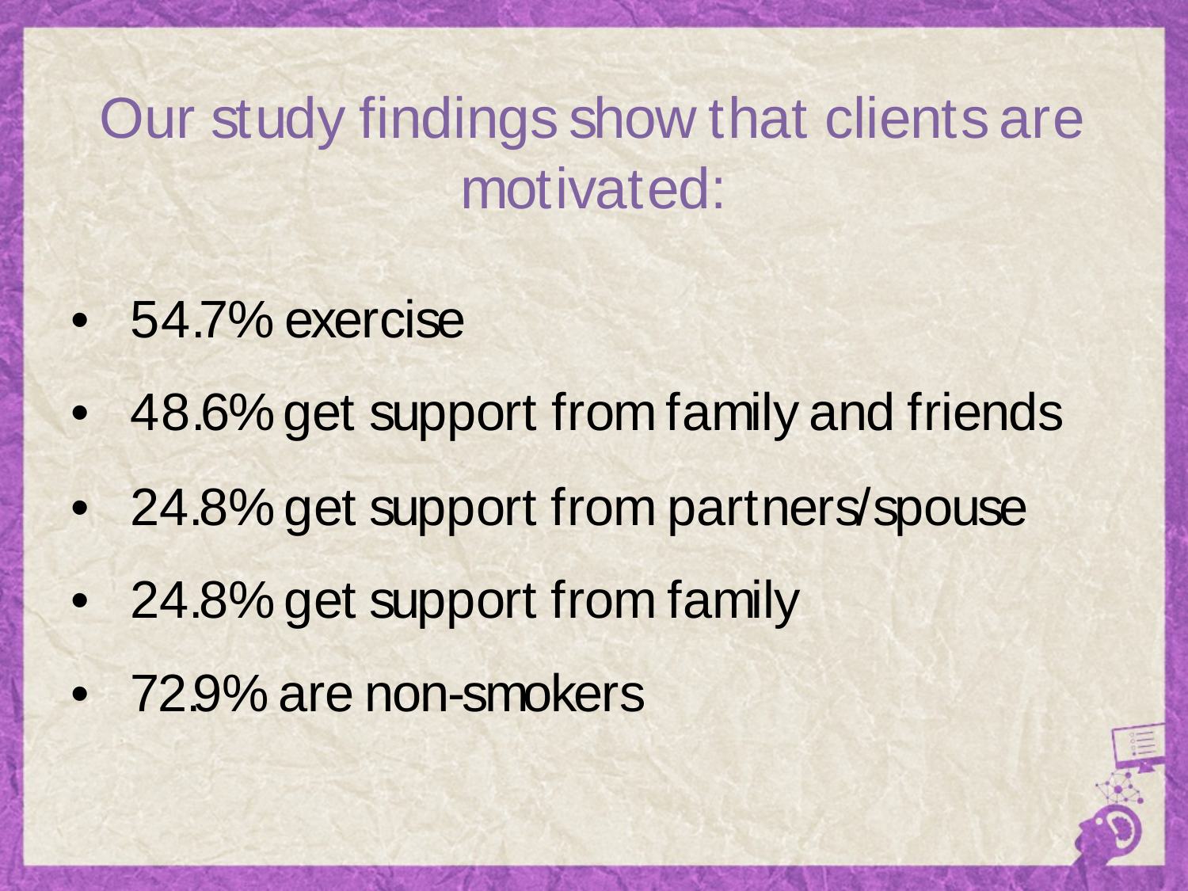# Our study findings show that clients are motivated:

- 54.7% exercise
- 48.6% get support from family and friends
- 24.8% get support from partners/spouse
- 24.8% get support from family
- 72.9% are non-smokers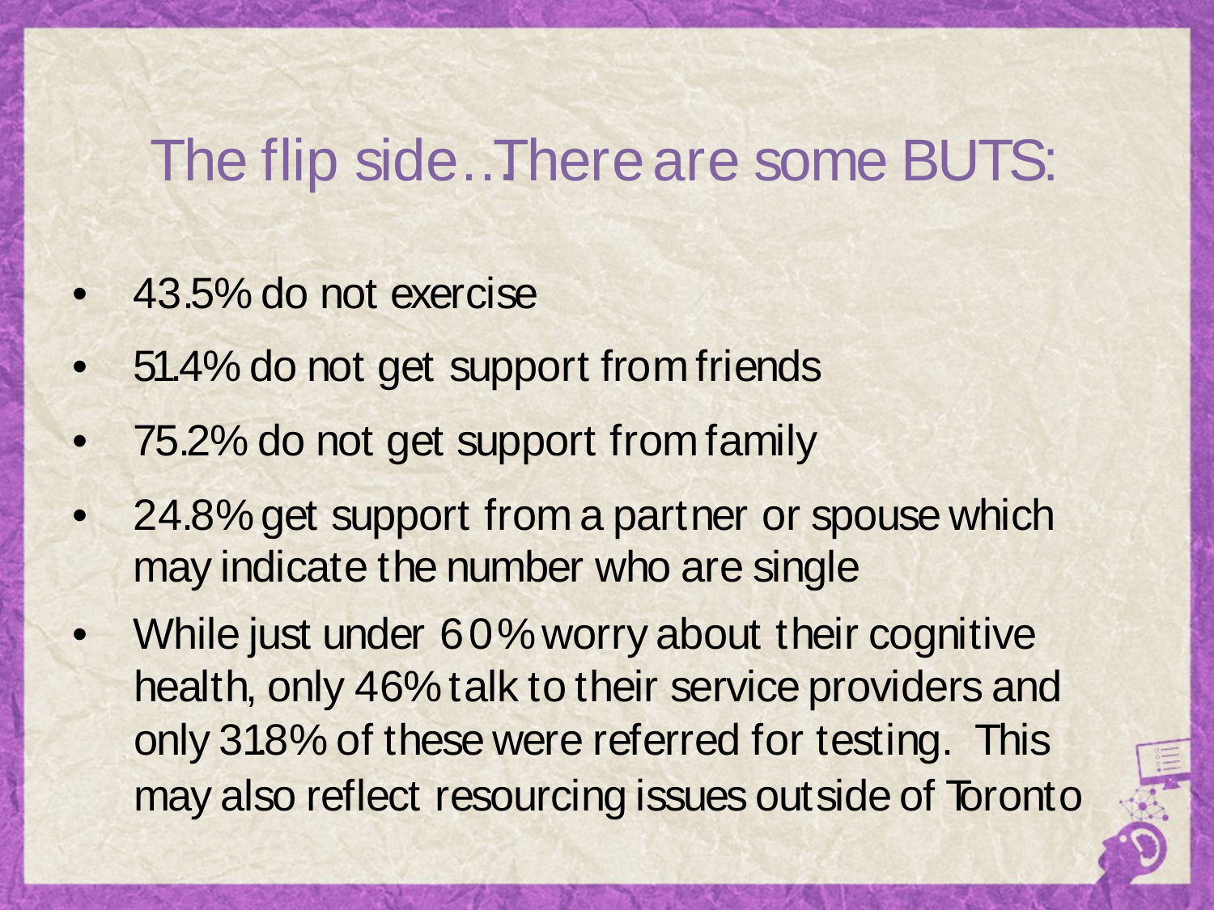# The flip side…There are some BUTS:

- 43.5% do not exercise
- 51.4% do not get support from friends
- 75.2% do not get support from family
- 24.8% get support from a partner or spouse which may indicate the number who are single
- While just under 60% worry about their cognitive health, only 46% talk to their service providers and only 318% of these were referred for testing. This may also reflect resourcing issues outside of Toronto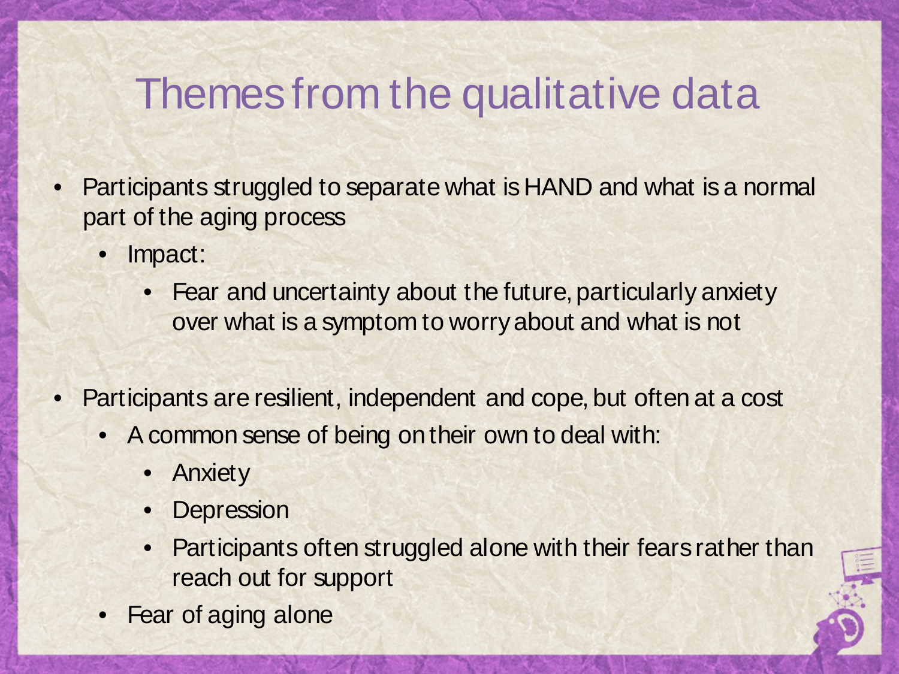# Themes from the qualitative data

- Participants struggled to separate what is HAND and what is a normal part of the aging process
  - Impact:
    - Fear and uncertainty about the future, particularly anxiety over what is a symptom to worry about and what is not

- Participants are resilient, independent and cope, but often at a cost
  - A common sense of being on their own to deal with:
    - Anxiety
    - Depression
    - Participants often struggled alone with their fears rather than reach out for support
  - Fear of aging alone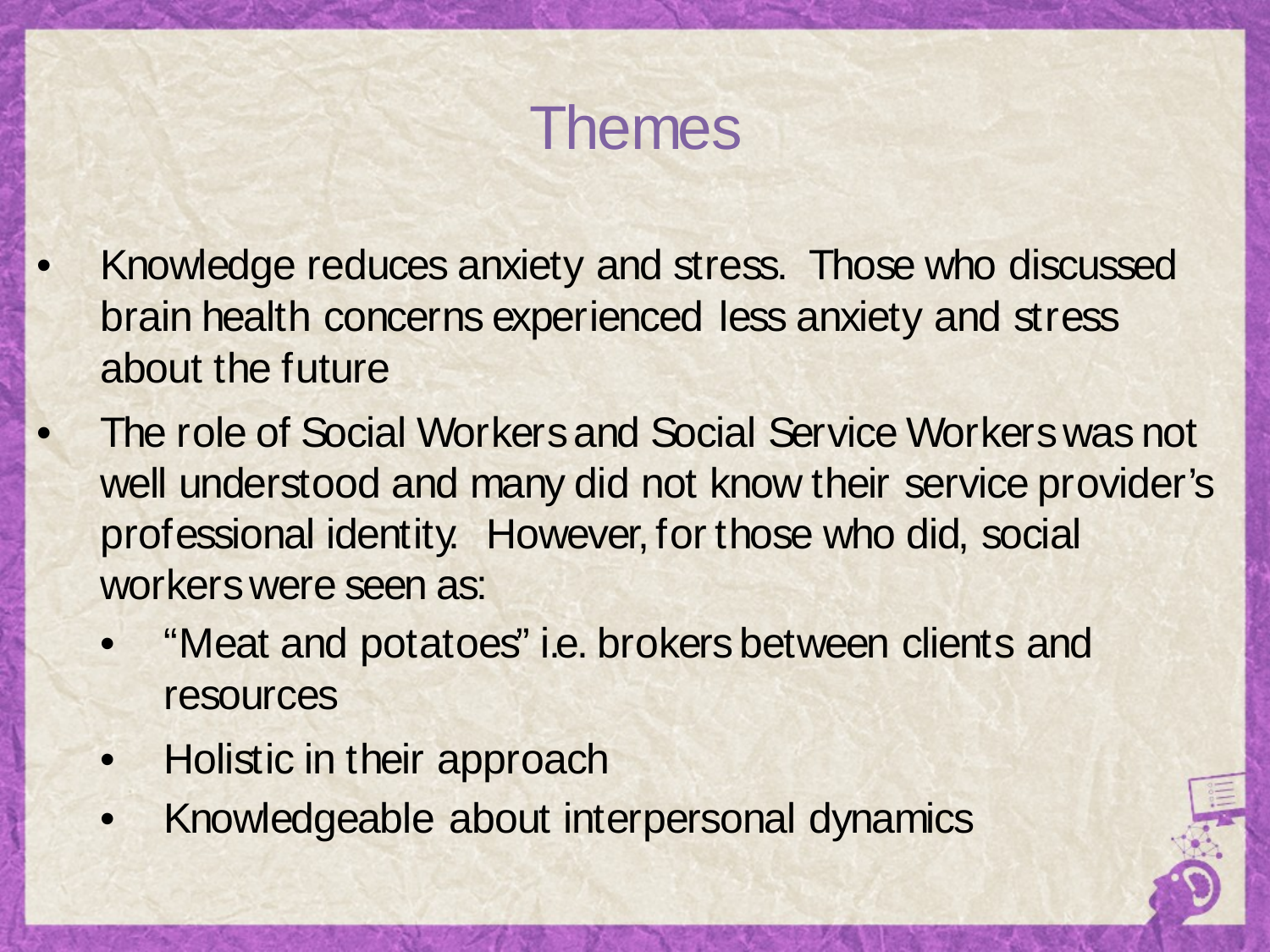# Themes

- Knowledge reduces anxiety and stress. Those who discussed brain health concerns experienced less anxiety and stress about the future
- The role of Social Workers and Social Service Workers was not well understood and many did not know their service provider's professional identity. However, for those who did, social workers were seen as:
  - "Meat and potatoes" i.e. brokers between clients and resources
  - Holistic in their approach
  - Knowledgeable about interpersonal dynamics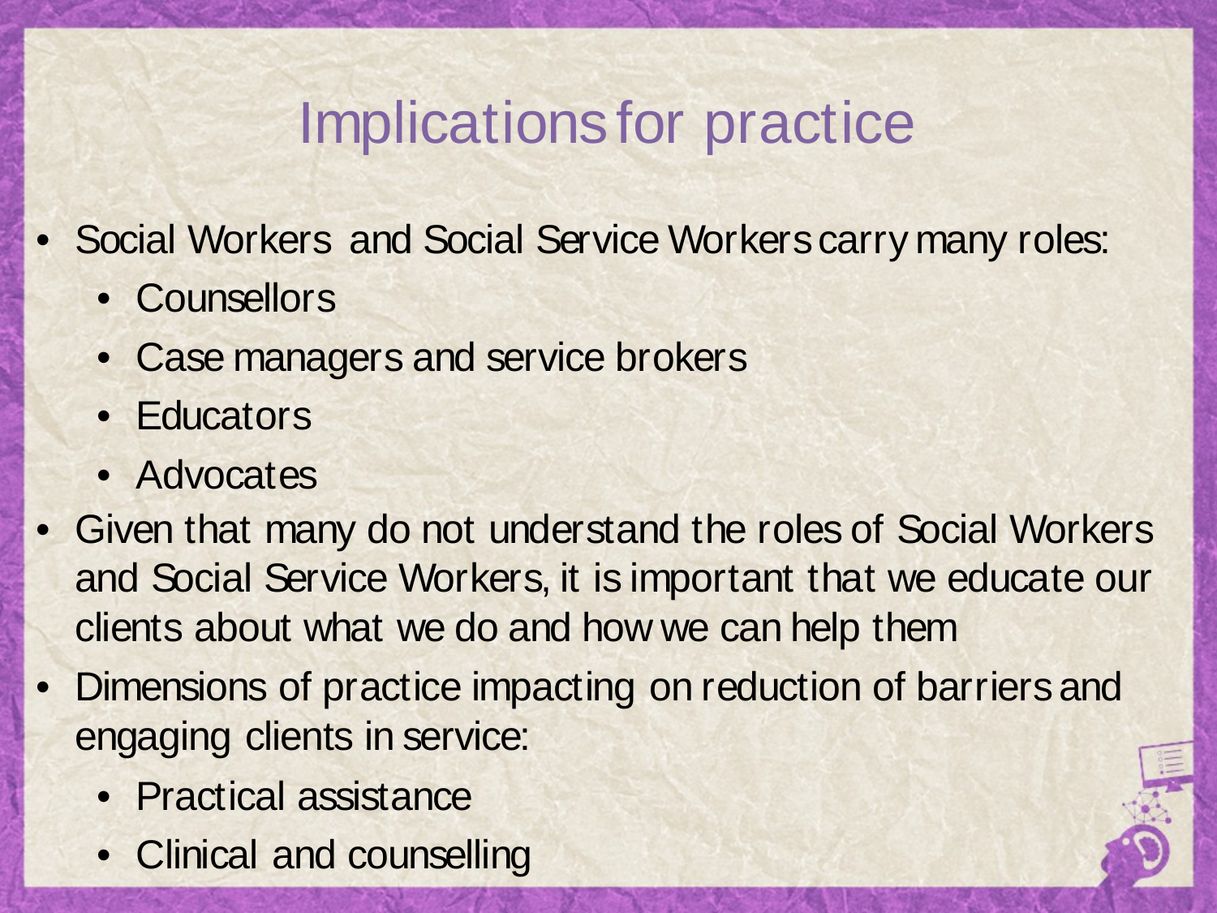# Implications for practice

- Social Workers and Social Service Workers carry many roles:
  - Counsellors
  - Case managers and service brokers
  - Educators
  - Advocates
- Given that many do not understand the roles of Social Workers and Social Service Workers, it is important that we educate our clients about what we do and how we can help them
- Dimensions of practice impacting on reduction of barriers and engaging clients in service:
  - Practical assistance
  - Clinical and counselling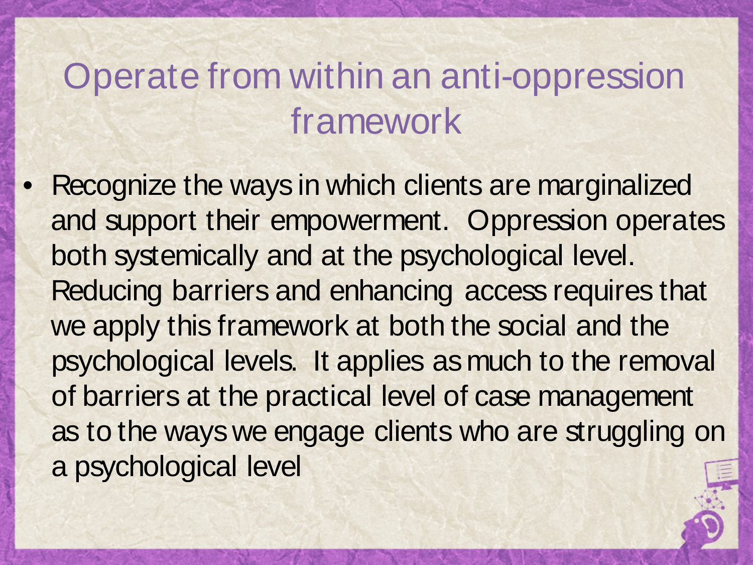# Operate from within an anti-oppression framework

- Recognize the ways in which clients are marginalized and support their empowerment. Oppression operates both systemically and at the psychological level. Reducing barriers and enhancing access requires that we apply this framework at both the social and the psychological levels. It applies as much to the removal of barriers at the practical level of case management as to the ways we engage clients who are struggling on a psychological level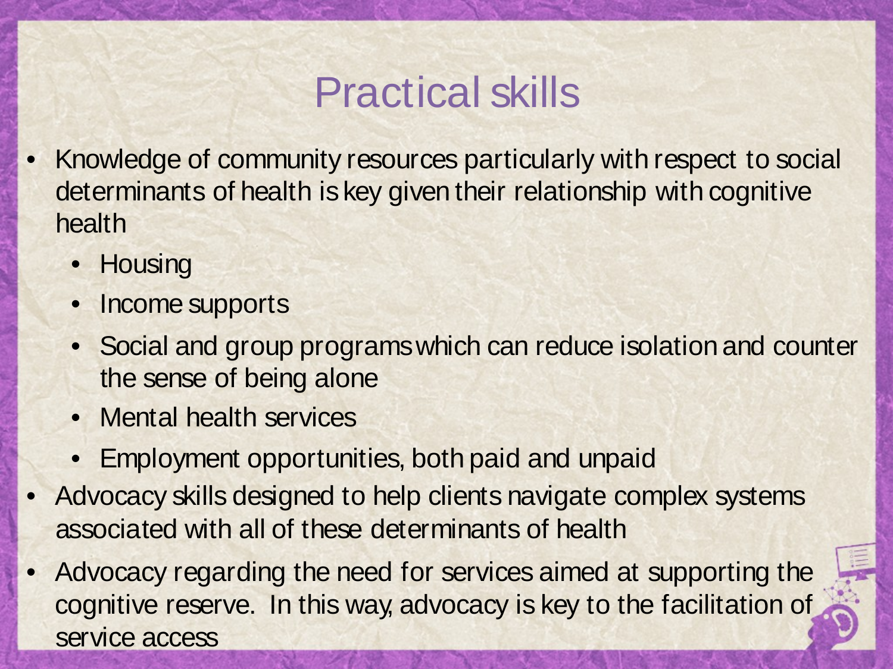# Practical skills

- Knowledge of community resources particularly with respect to social determinants of health is key given their relationship with cognitive health
  - Housing
  - Income supports
  - Social and group programs which can reduce isolation and counter the sense of being alone
  - Mental health services
  - Employment opportunities, both paid and unpaid
- Advocacy skills designed to help clients navigate complex systems associated with all of these determinants of health
- Advocacy regarding the need for services aimed at supporting the cognitive reserve. In this way, advocacy is key to the facilitation of service access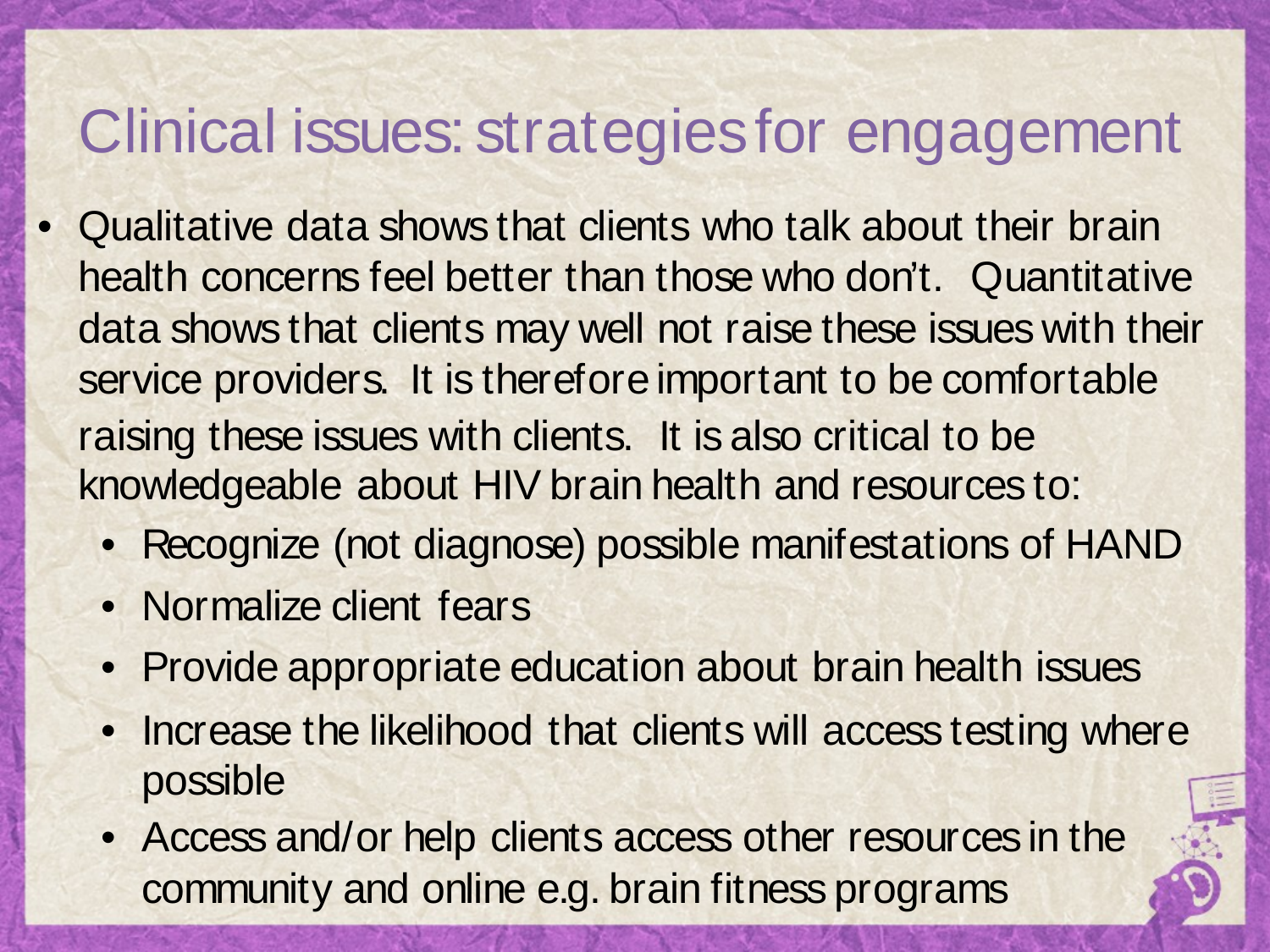# Clinical issues: strategies for engagement

- Qualitative data shows that clients who talk about their brain health concerns feel better than those who don't. Quantitative data shows that clients may well not raise these issues with their service providers. It is therefore important to be comfortable raising these issues with clients. It is also critical to be knowledgeable about HIV brain health and resources to:
  - Recognize (not diagnose) possible manifestations of HAND
  - Normalize client fears
  - Provide appropriate education about brain health issues
  - Increase the likelihood that clients will access testing where possible
  - Access and/or help clients access other resources in the community and online e.g. brain fitness programs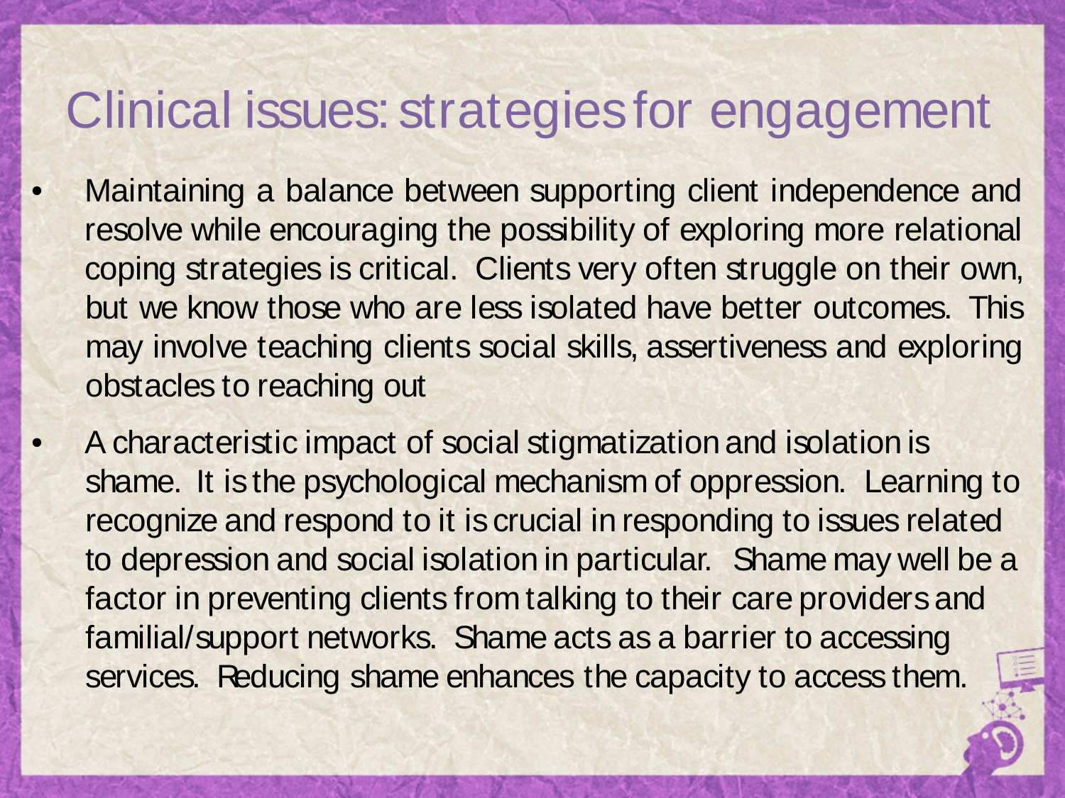# Clinical issues: strategies for engagement

- Maintaining a balance between supporting client independence and resolve while encouraging the possibility of exploring more relational coping strategies is critical. Clients very often struggle on their own, but we know those who are less isolated have better outcomes. This may involve teaching clients social skills, assertiveness and exploring obstacles to reaching out
- A characteristic impact of social stigmatization and isolation is shame. It is the psychological mechanism of oppression. Learning to recognize and respond to it is crucial in responding to issues related to depression and social isolation in particular. Shame may well be a factor in preventing clients from talking to their care providers and familial/support networks. Shame acts as a barrier to accessing services. Reducing shame enhances the capacity to access them.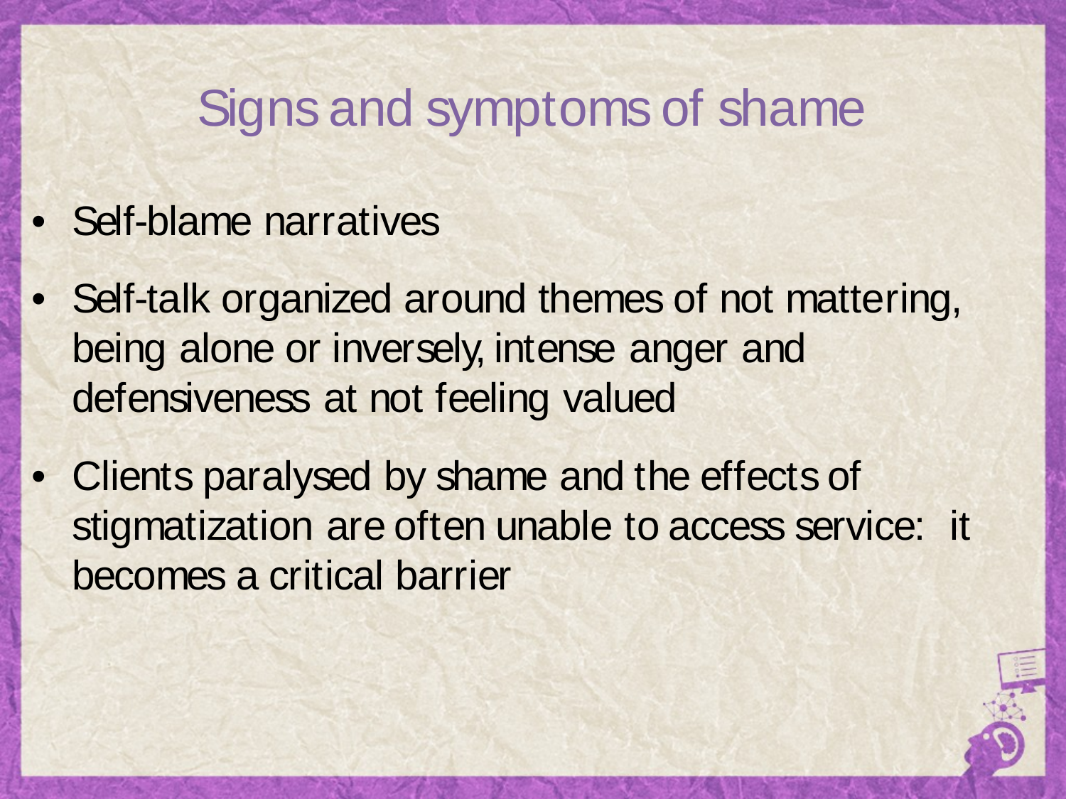# Signs and symptoms of shame

- Self-blame narratives
- Self-talk organized around themes of not mattering, being alone or inversely, intense anger and defensiveness at not feeling valued
- Clients paralysed by shame and the effects of stigmatization are often unable to access service: it becomes a critical barrier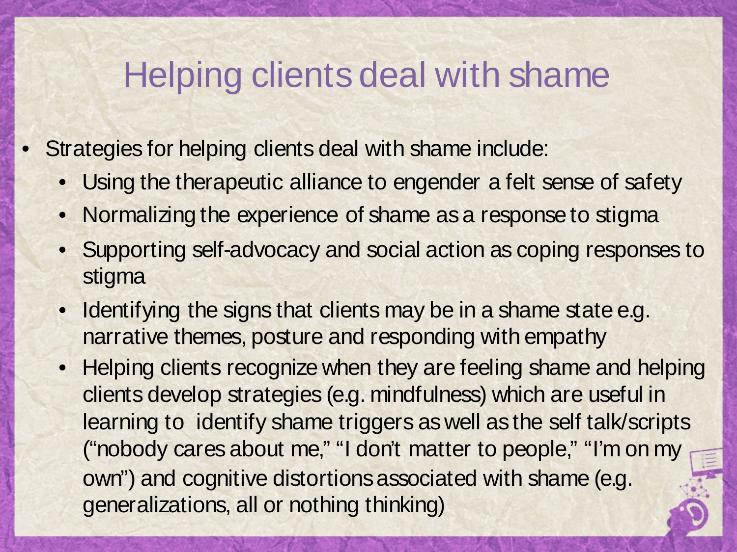# Helping clients deal with shame

- Strategies for helping clients deal with shame include:
  - Using the therapeutic alliance to engender a felt sense of safety
  - Normalizing the experience of shame as a response to stigma
  - Supporting self-advocacy and social action as coping responses to stigma
  - Identifying the signs that clients may be in a shame state e.g. narrative themes, posture and responding with empathy
  - Helping clients recognize when they are feeling shame and helping clients develop strategies (e.g. mindfulness) which are useful in learning to identify shame triggers as well as the self talk/scripts ("nobody cares about me," "I don't matter to people," "I'm on my own") and cognitive distortions associated with shame (e.g. generalizations, all or nothing thinking)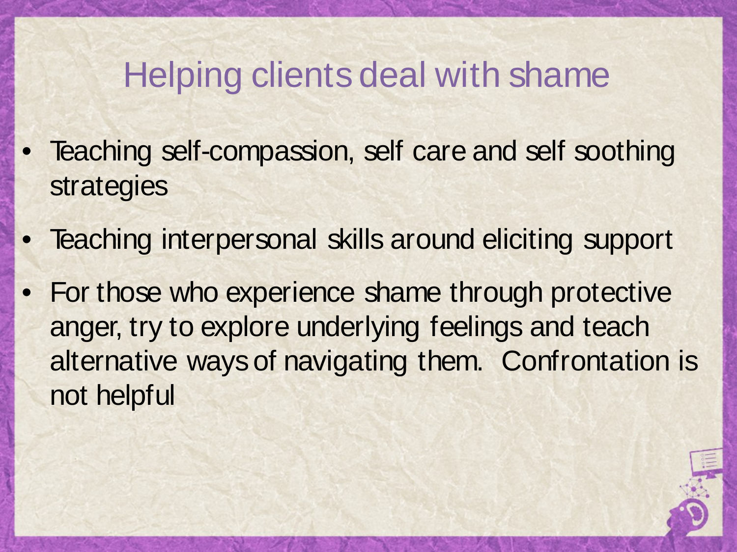# Helping clients deal with shame

- Teaching self-compassion, self care and self soothing strategies
- Teaching interpersonal skills around eliciting support
- For those who experience shame through protective anger, try to explore underlying feelings and teach alternative ways of navigating them. Confrontation is not helpful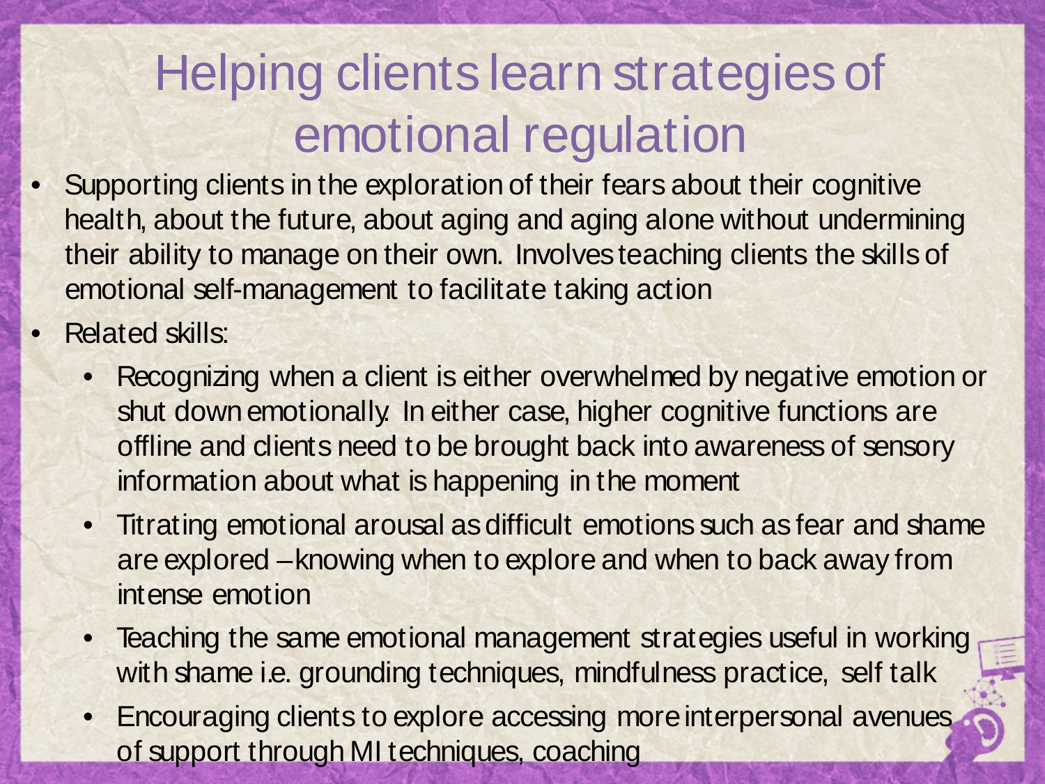# Helping clients learn strategies of emotional regulation

- Supporting clients in the exploration of their fears about their cognitive health, about the future, about aging and aging alone without undermining their ability to manage on their own. Involves teaching clients the skills of emotional self-management to facilitate taking action
- Related skills:
  - Recognizing when a client is either overwhelmed by negative emotion or shut down emotionally. In either case, higher cognitive functions are offline and clients need to be brought back into awareness of sensory information about what is happening in the moment
  - Titrating emotional arousal as difficult emotions such as fear and shame are explored – knowing when to explore and when to back away from intense emotion
  - Teaching the same emotional management strategies useful in working with shame i.e. grounding techniques, mindfulness practice, self talk
  - Encouraging clients to explore accessing more interpersonal avenues of support through MI techniques, coaching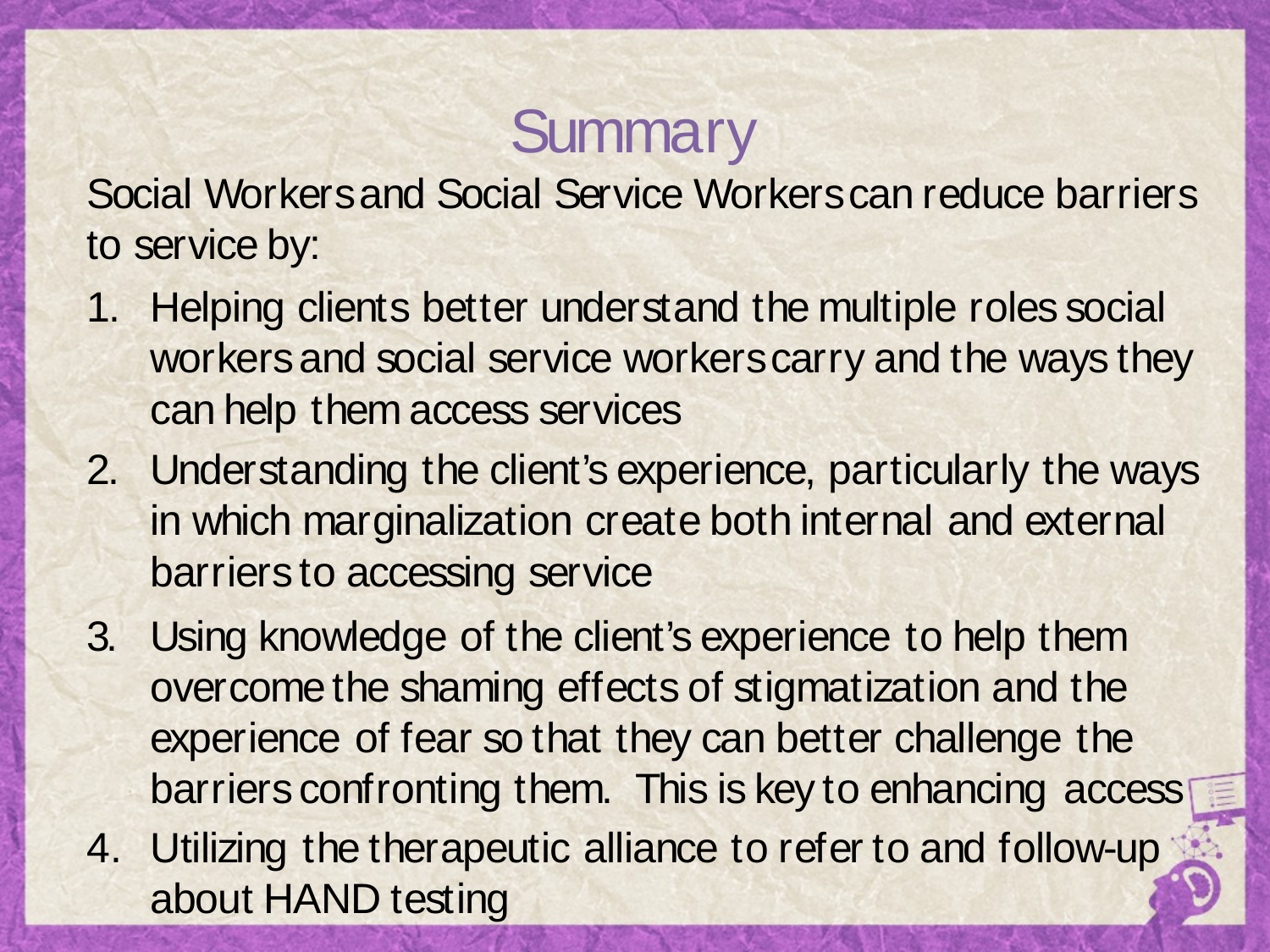# Summary

Social Workers and Social Service Workers can reduce barriers to service by:

1. Helping clients better understand the multiple roles social workers and social service workers carry and the ways they can help them access services
2. Understanding the client's experience, particularly the ways in which marginalization create both internal and external barriers to accessing service
3. Using knowledge of the client's experience to help them overcome the shaming effects of stigmatization and the experience of fear so that they can better challenge the barriers confronting them. This is key to enhancing access
4. Utilizing the therapeutic alliance to refer to and follow-up about HAND testing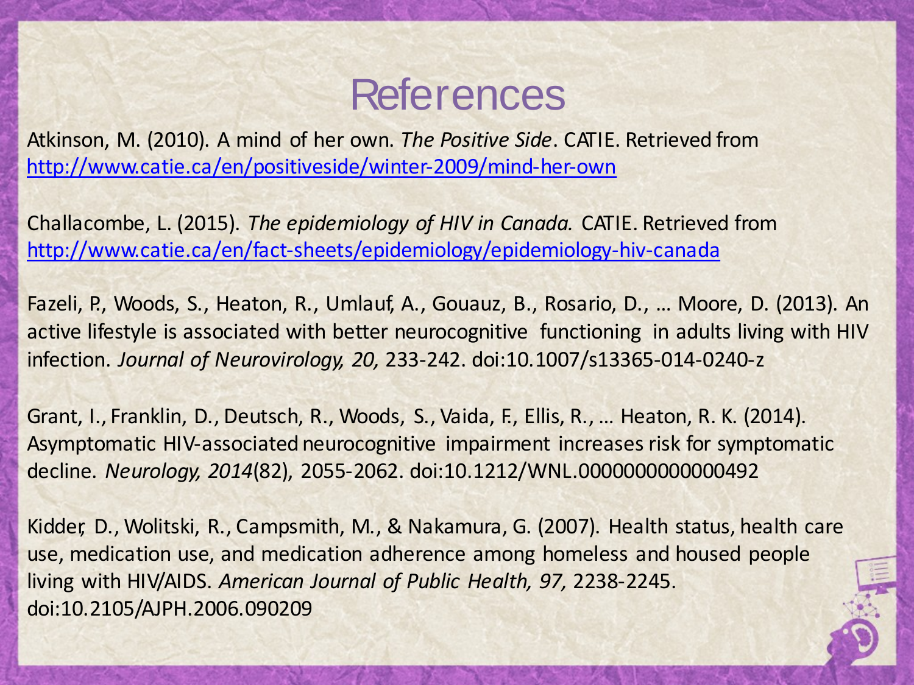# References

Atkinson, M. (2010). A mind of her own. *The Positive Side*. CATIE. Retrieved from http://www.catie.ca/en/positiveside/winter-2009/mind-her-own

Challacombe, L. (2015). *The epidemiology of HIV in Canada.* CATIE. Retrieved from http://www.catie.ca/en/fact-sheets/epidemiology/epidemiology-hiv-canada

Fazeli, P., Woods, S., Heaton, R., Umlauf, A., Gouauz, B., Rosario, D., … Moore, D. (2013). An active lifestyle is associated with better neurocognitive functioning in adults living with HIV infection. *Journal of Neurovirology, 20,* 233-242. doi:10.1007/s13365-014-0240-z

Grant, I., Franklin, D., Deutsch, R., Woods, S., Vaida, F., Ellis, R., … Heaton, R. K. (2014). Asymptomatic HIV-associated neurocognitive impairment increases risk for symptomatic decline. *Neurology, 2014*(82), 2055-2062. doi:10.1212/WNL.0000000000000492

Kidder, D., Wolitski, R., Campsmith, M., & Nakamura, G. (2007). Health status, health care use, medication use, and medication adherence among homeless and housed people living with HIV/AIDS. *American Journal of Public Health, 97,* 2238-2245. doi:10.2105/AJPH.2006.090209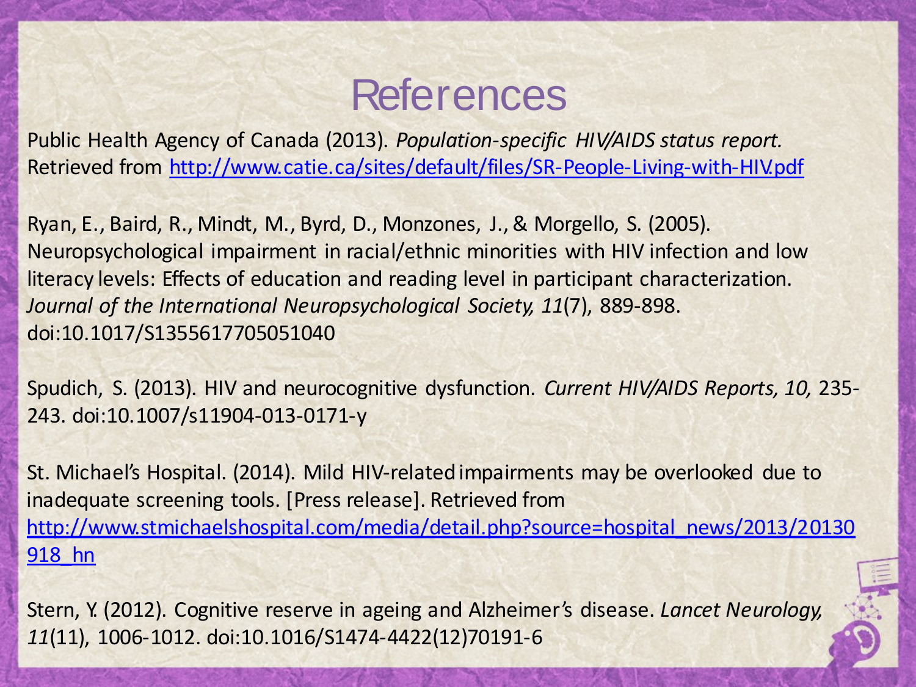# References

Public Health Agency of Canada (2013). *Population-specific HIV/AIDS status report.* Retrieved from http://www.catie.ca/sites/default/files/SR-People-Living-with-HIV.pdf

Ryan, E., Baird, R., Mindt, M., Byrd, D., Monzones, J., & Morgello, S. (2005). Neuropsychological impairment in racial/ethnic minorities with HIV infection and low literacy levels: Effects of education and reading level in participant characterization. *Journal of the International Neuropsychological Society, 11*(7), 889-898. doi:10.1017/S1355617705051040

Spudich, S. (2013). HIV and neurocognitive dysfunction. *Current HIV/AIDS Reports, 10,* 235-243. doi:10.1007/s11904-013-0171-y

St. Michael's Hospital. (2014). Mild HIV-related impairments may be overlooked due to inadequate screening tools. [Press release]. Retrieved from http://www.stmichaelshospital.com/media/detail.php?source=hospital_news/2013/20130918_hn

Stern, Y. (2012). Cognitive reserve in ageing and Alzheimer's disease. *Lancet Neurology, 11*(11), 1006-1012. doi:10.1016/S1474-4422(12)70191-6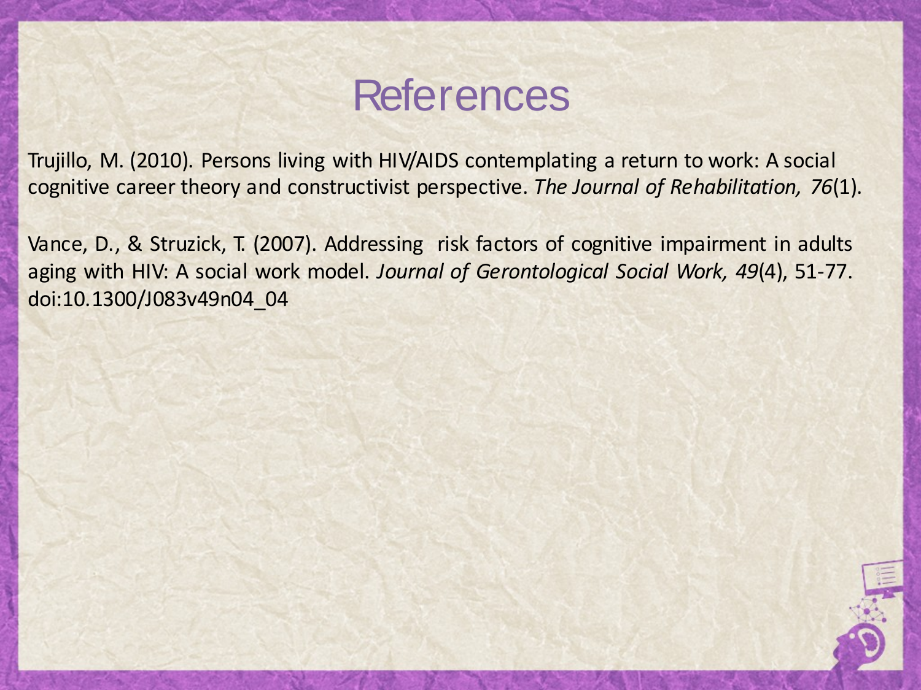# References

Trujillo, M. (2010). Persons living with HIV/AIDS contemplating a return to work: A social cognitive career theory and constructivist perspective. *The Journal of Rehabilitation, 76*(1).

Vance, D., & Struzick, T. (2007). Addressing risk factors of cognitive impairment in adults aging with HIV: A social work model. *Journal of Gerontological Social Work, 49*(4), 51-77. doi:10.1300/J083v49n04_04